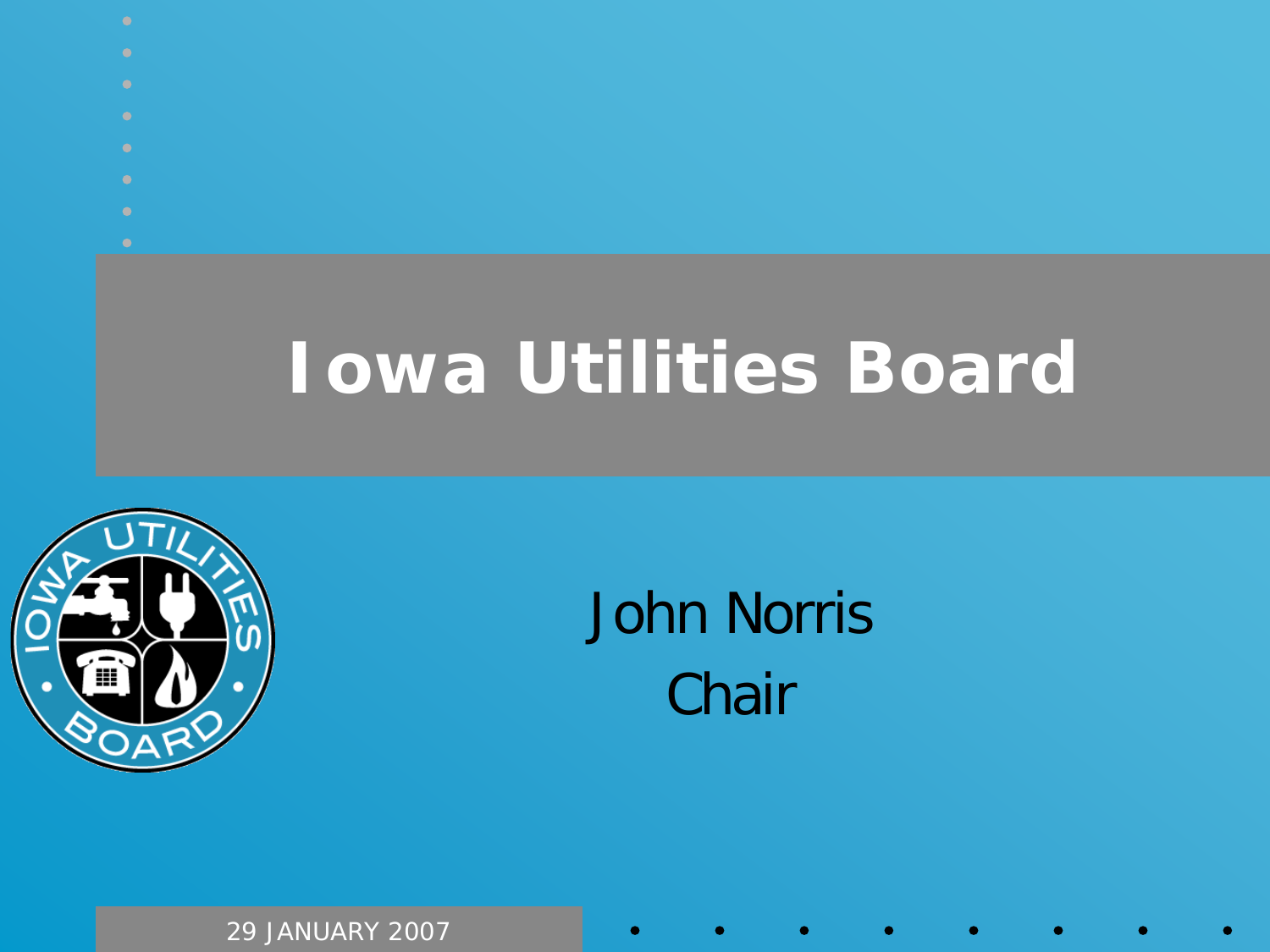# Iowa Utilities Board

John Norris

Chair

29 JANUARY 2007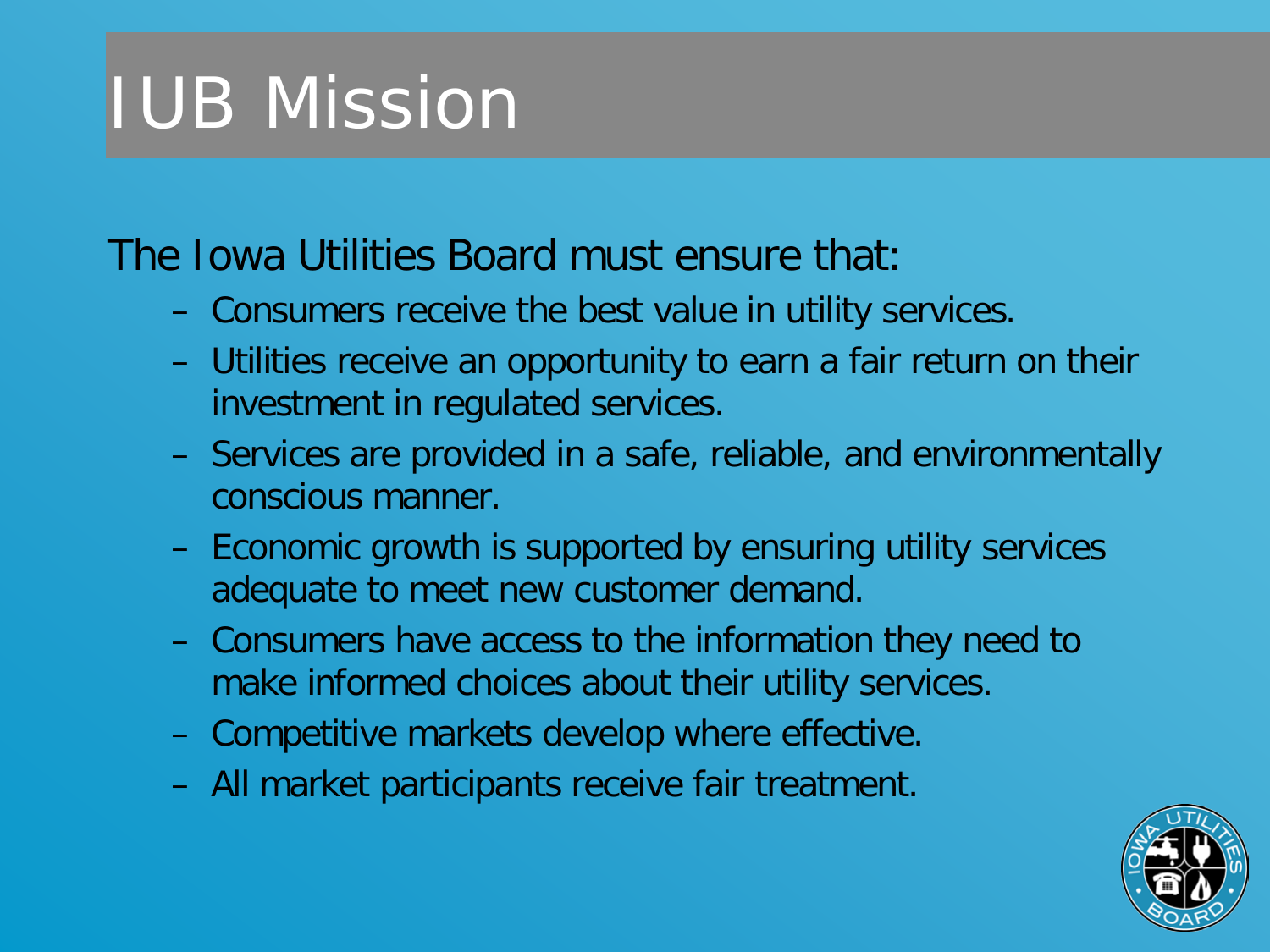# IUB Mission

The Iowa Utilities Board must ensure that:

- Consumers receive the best value in utility services.
- Utilities receive an opportunity to earn a fair return on their investment in regulated services.
- Services are provided in a safe, reliable, and environmentally conscious manner.
- Economic growth is supported by ensuring utility services adequate to meet new customer demand.
- Consumers have access to the information they need to make informed choices about their utility services.
- Competitive markets develop where effective.
- All market participants receive fair treatment.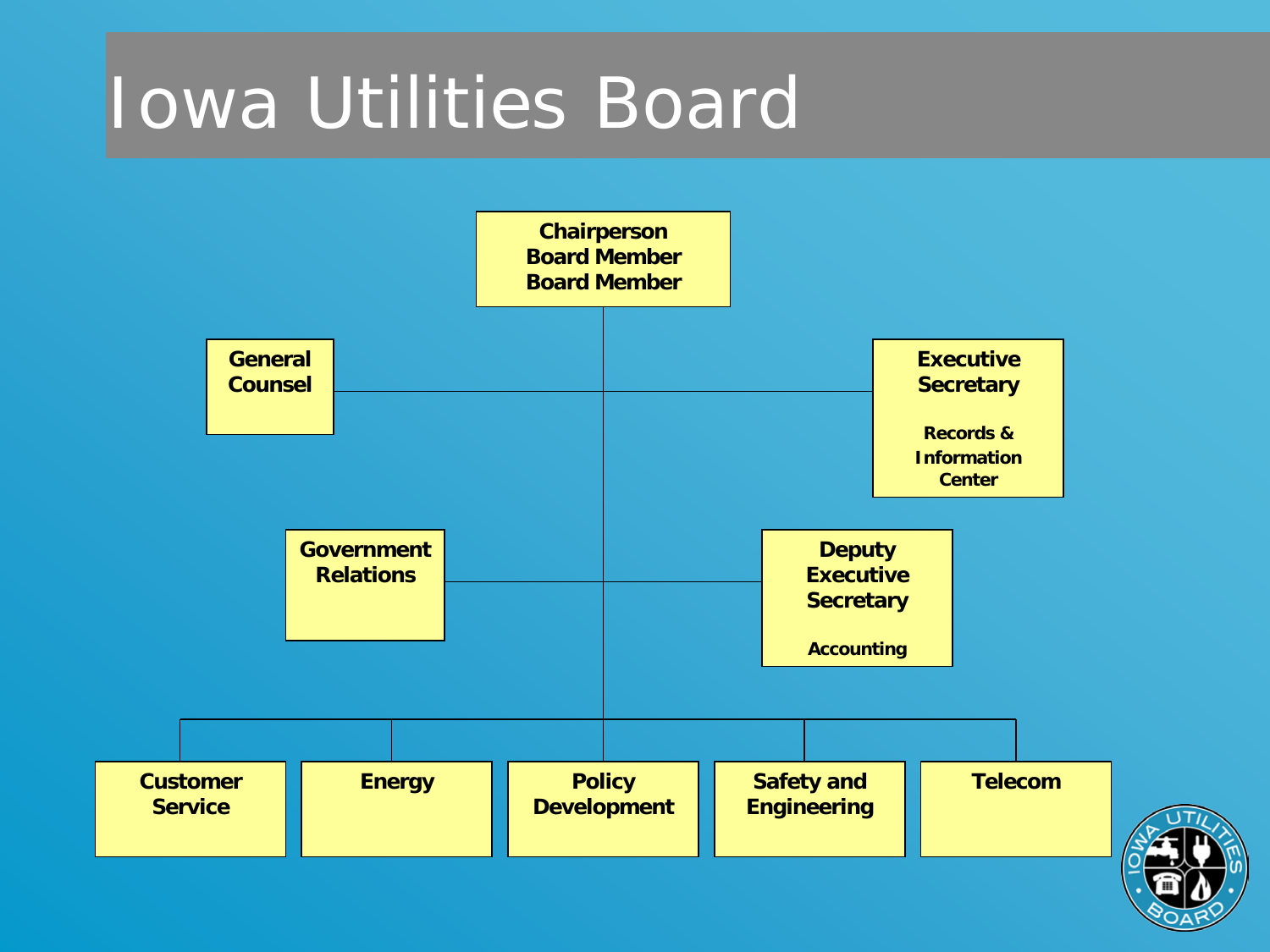# Iowa Utilities Board

- **Chairperson**
  **Board Member**
  **Board Member**
  - **General Counsel**
  - **Executive Secretary**
    - **Records & Information Center**
  - **Government Relations**
  - **Deputy Executive Secretary**
    - **Accounting**
  - **Customer Service**
  - **Energy**
  - **Policy Development**
  - **Safety and Engineering**
  - **Telecom**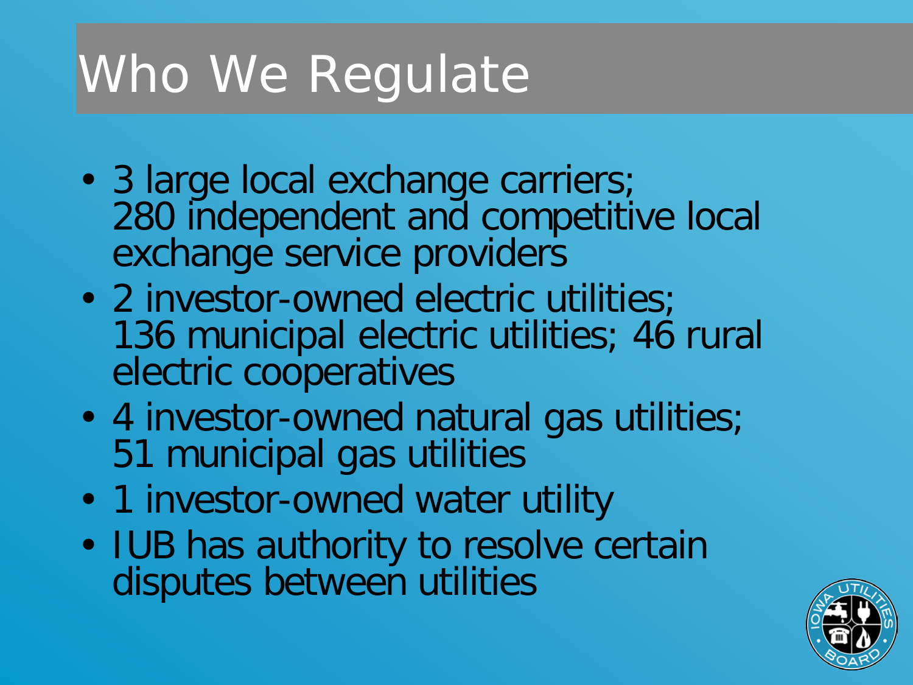# Who We Regulate

- 3 large local exchange carriers; 280 independent and competitive local exchange service providers
- 2 investor-owned electric utilities; 136 municipal electric utilities; 46 rural electric cooperatives
- 4 investor-owned natural gas utilities; 51 municipal gas utilities
- 1 investor-owned water utility
- IUB has authority to resolve certain disputes between utilities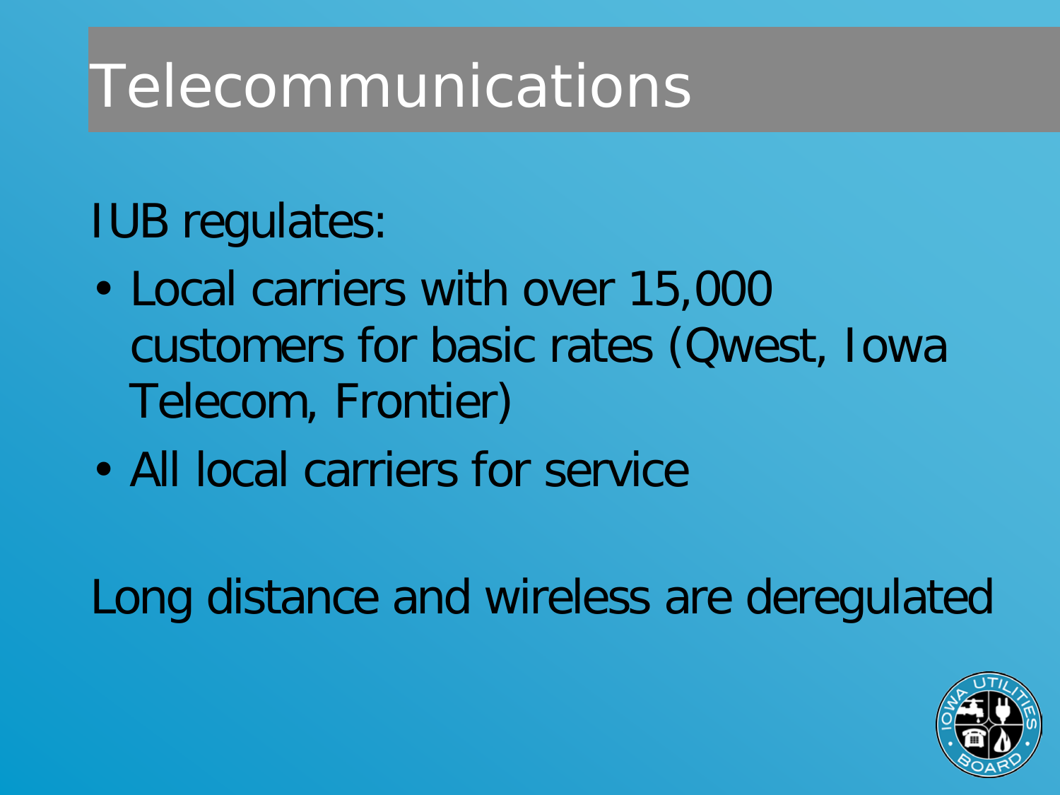# Telecommunications

IUB regulates:

- Local carriers with over 15,000 customers for basic rates (Qwest, Iowa Telecom, Frontier)
- All local carriers for service

Long distance and wireless are deregulated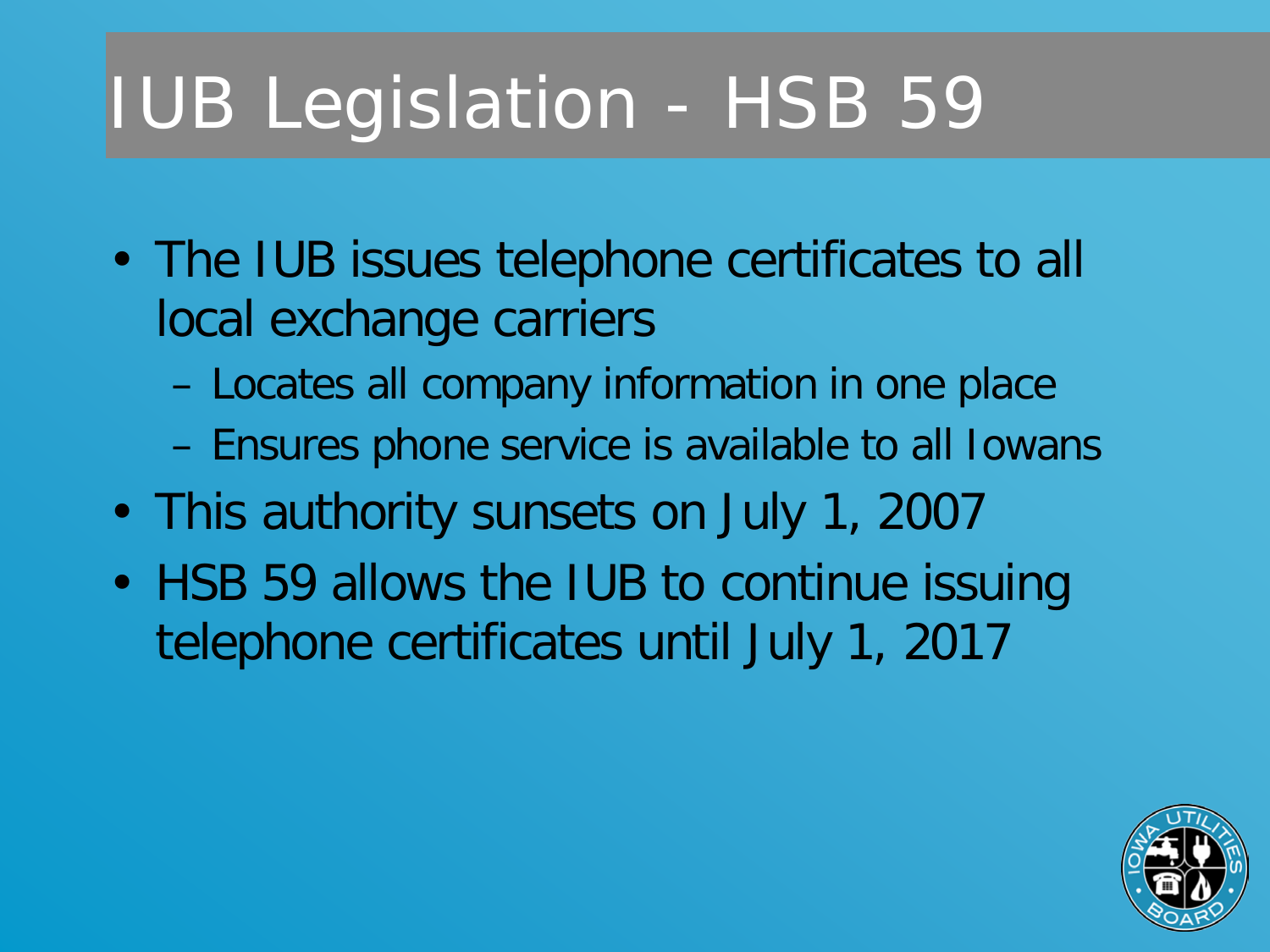# IUB Legislation - HSB 59

- The IUB issues telephone certificates to all local exchange carriers
  - Locates all company information in one place
  - Ensures phone service is available to all Iowans
- This authority sunsets on July 1, 2007
- HSB 59 allows the IUB to continue issuing telephone certificates until July 1, 2017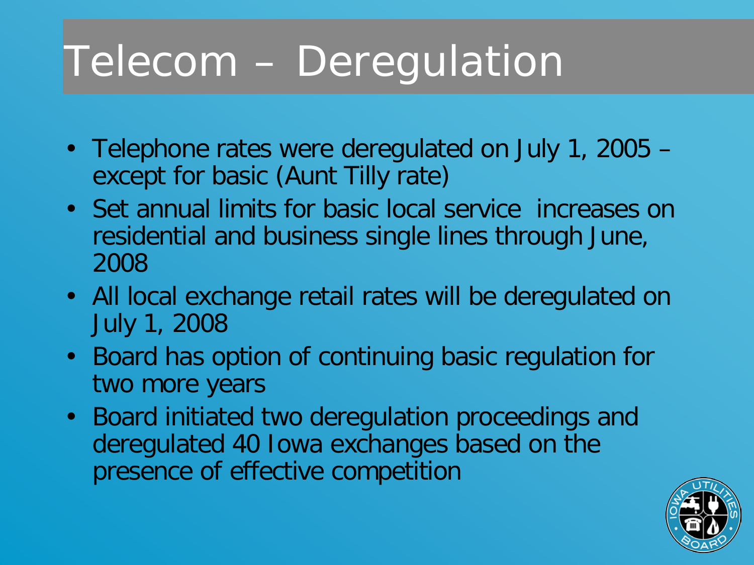# Telecom – Deregulation

- Telephone rates were deregulated on July 1, 2005 – except for basic (Aunt Tilly rate)
- Set annual limits for basic local service increases on residential and business single lines through June, 2008
- All local exchange retail rates will be deregulated on July 1, 2008
- Board has option of continuing basic regulation for two more years
- Board initiated two deregulation proceedings and deregulated 40 Iowa exchanges based on the presence of effective competition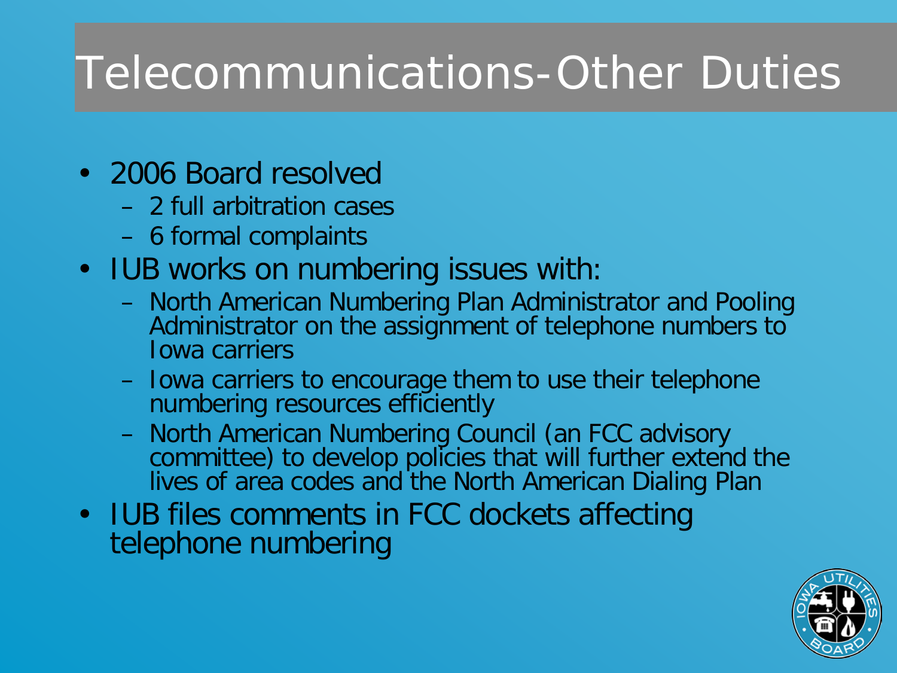# Telecommunications-Other Duties

- 2006 Board resolved
  - 2 full arbitration cases
  - 6 formal complaints
- IUB works on numbering issues with:
  - North American Numbering Plan Administrator and Pooling Administrator on the assignment of telephone numbers to Iowa carriers
  - Iowa carriers to encourage them to use their telephone numbering resources efficiently
  - North American Numbering Council (an FCC advisory committee) to develop policies that will further extend the lives of area codes and the North American Dialing Plan
- IUB files comments in FCC dockets affecting telephone numbering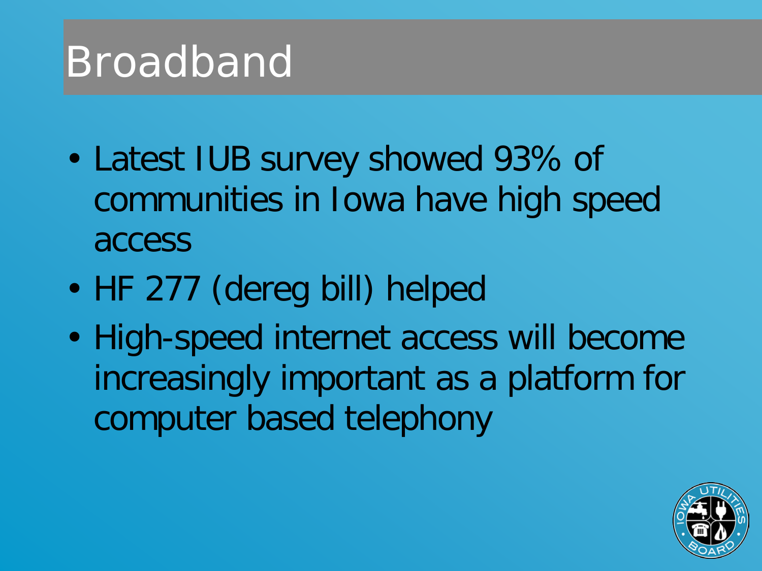# Broadband

- Latest IUB survey showed 93% of communities in Iowa have high speed access
- HF 277 (dereg bill) helped
- High-speed internet access will become increasingly important as a platform for computer based telephony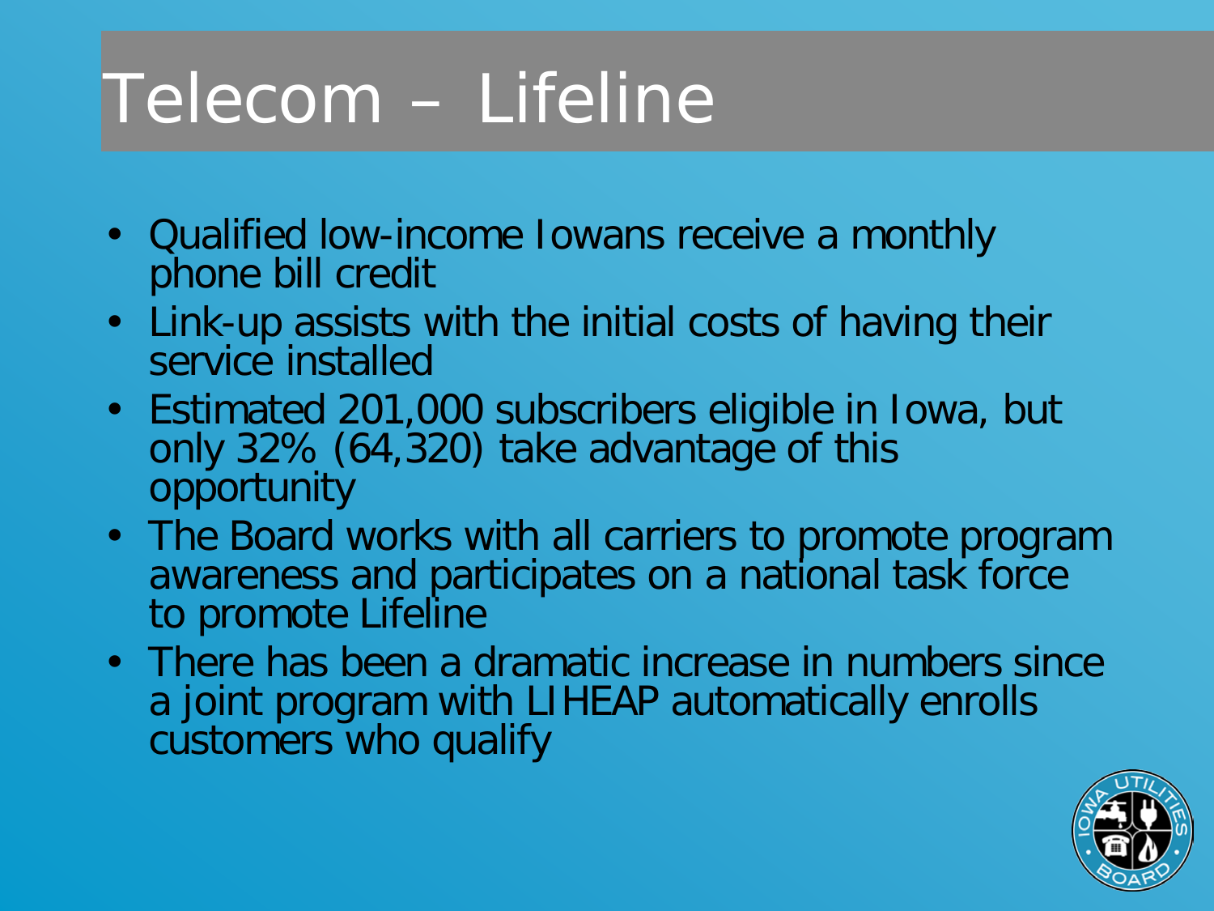# Telecom – Lifeline

- Qualified low-income Iowans receive a monthly phone bill credit
- Link-up assists with the initial costs of having their service installed
- Estimated 201,000 subscribers eligible in Iowa, but only 32% (64,320) take advantage of this opportunity
- The Board works with all carriers to promote program awareness and participates on a national task force to promote Lifeline
- There has been a dramatic increase in numbers since a joint program with LIHEAP automatically enrolls customers who qualify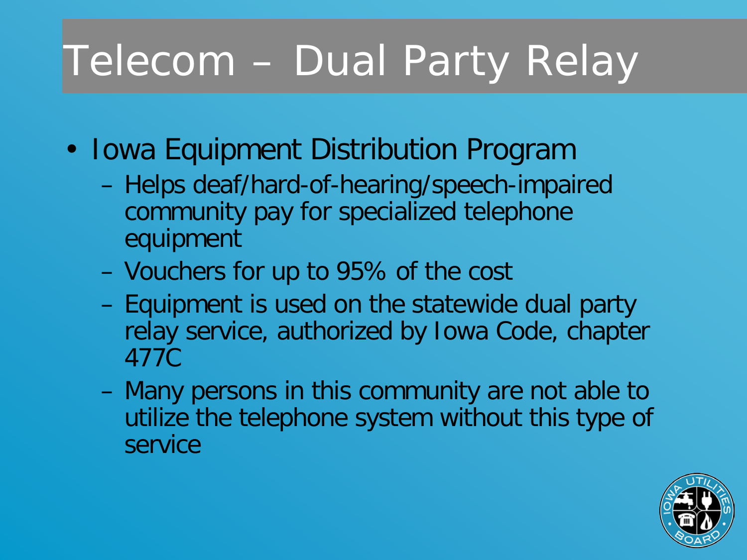# Telecom – Dual Party Relay

- Iowa Equipment Distribution Program
  - Helps deaf/hard-of-hearing/speech-impaired community pay for specialized telephone equipment
  - Vouchers for up to 95% of the cost
  - Equipment is used on the statewide dual party relay service, authorized by Iowa Code, chapter 477C
  - Many persons in this community are not able to utilize the telephone system without this type of service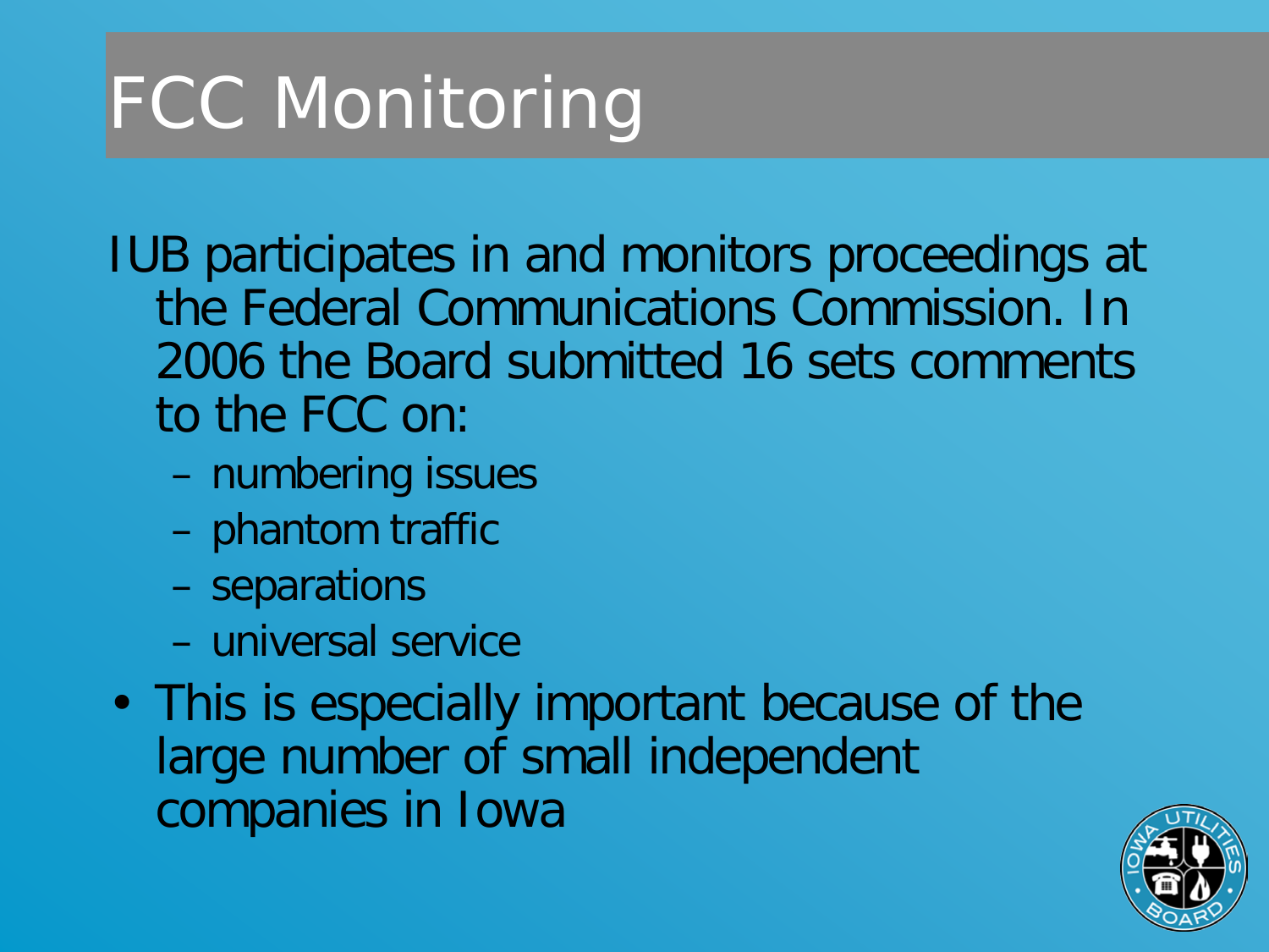# FCC Monitoring

IUB participates in and monitors proceedings at the Federal Communications Commission. In 2006 the Board submitted 16 sets comments to the FCC on:

- numbering issues
- phantom traffic
- separations
- universal service

- This is especially important because of the large number of small independent companies in Iowa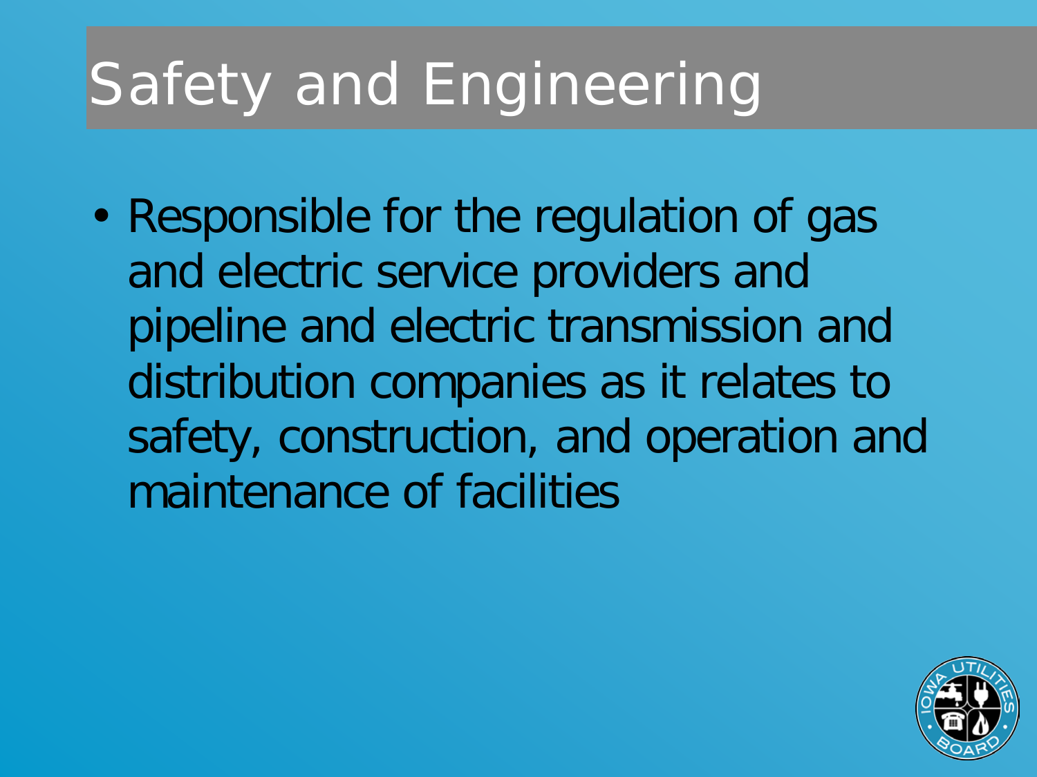# Safety and Engineering

- Responsible for the regulation of gas and electric service providers and pipeline and electric transmission and distribution companies as it relates to safety, construction, and operation and maintenance of facilities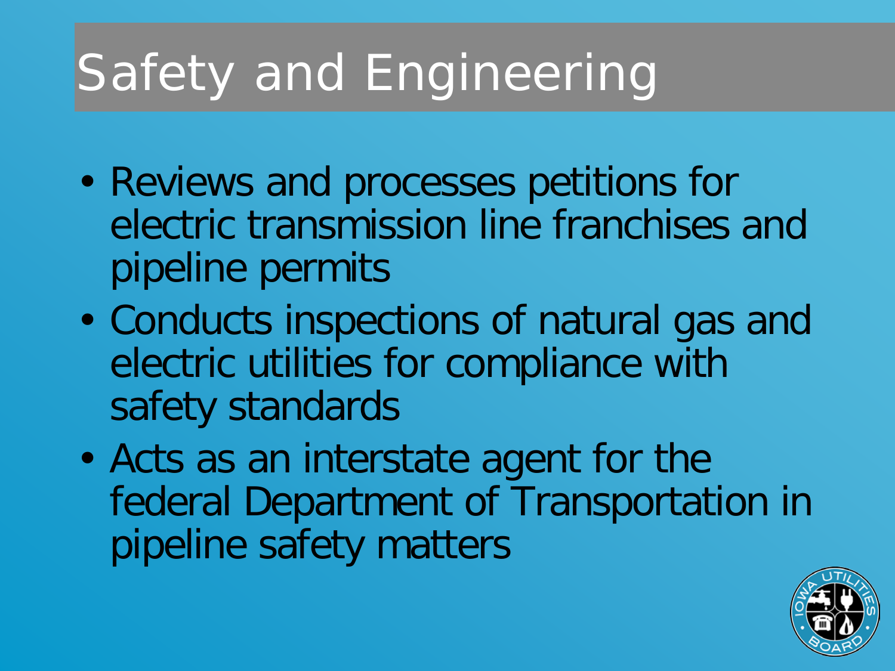# Safety and Engineering

- Reviews and processes petitions for electric transmission line franchises and pipeline permits
- Conducts inspections of natural gas and electric utilities for compliance with safety standards
- Acts as an interstate agent for the federal Department of Transportation in pipeline safety matters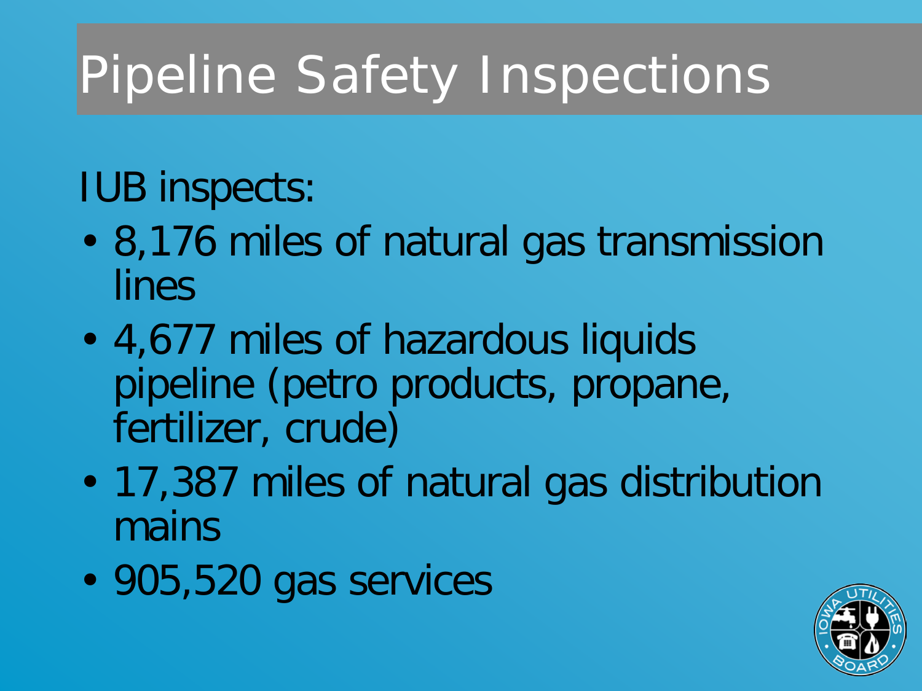# Pipeline Safety Inspections

IUB inspects:

- 8,176 miles of natural gas transmission lines
- 4,677 miles of hazardous liquids pipeline (petro products, propane, fertilizer, crude)
- 17,387 miles of natural gas distribution mains
- 905,520 gas services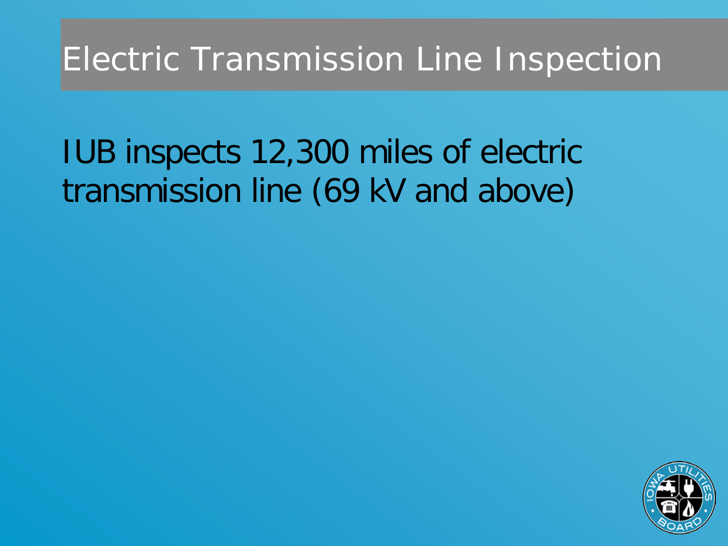# Electric Transmission Line Inspection

IUB inspects 12,300 miles of electric transmission line (69 kV and above)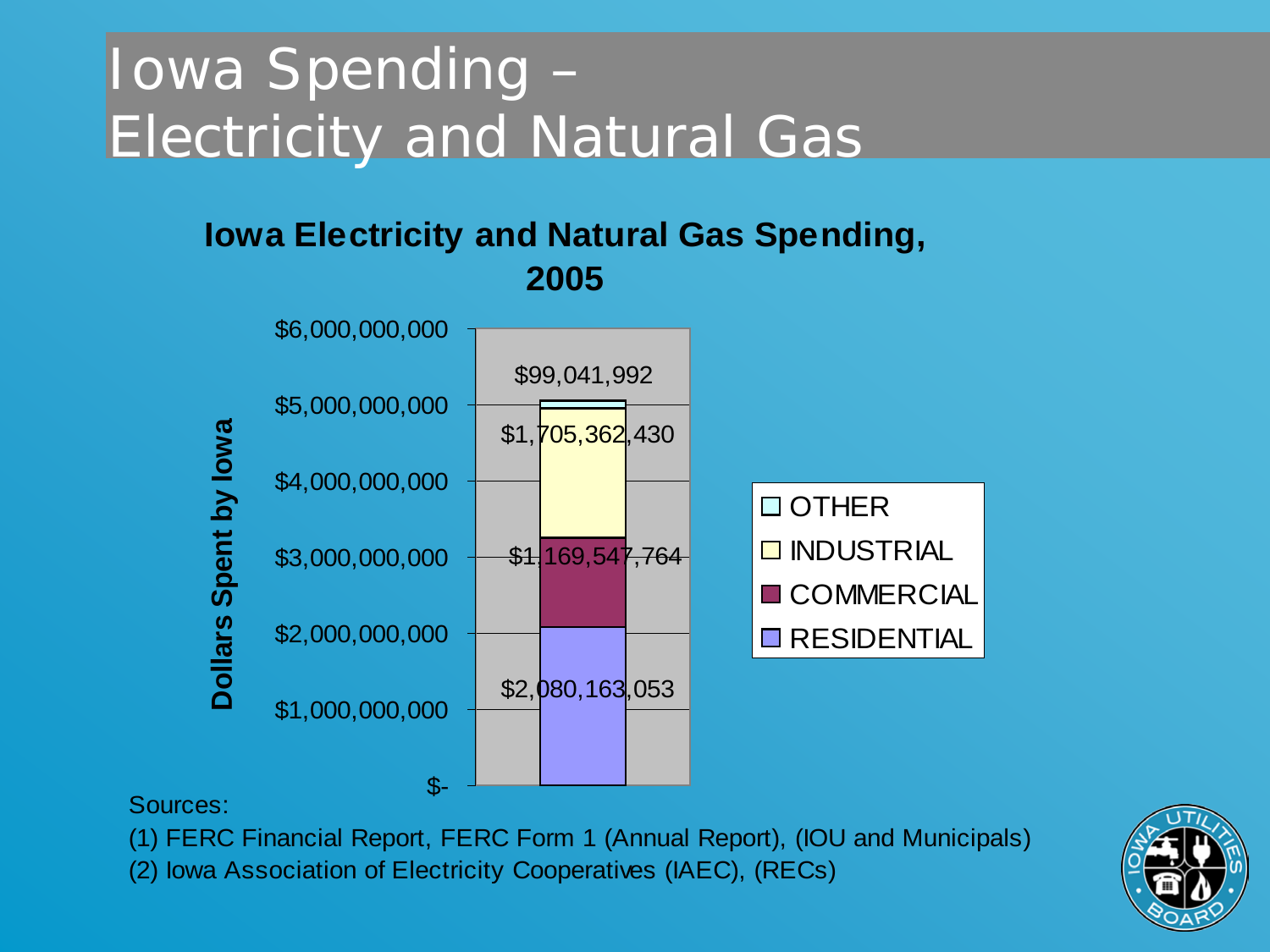# Iowa Spending – Electricity and Natural Gas

**Iowa Electricity and Natural Gas Spending, 2005**

| Sector | Dollars Spent by Iowa |
| --- | --- |
| OTHER | $99,041,992 |
| INDUSTRIAL | $1,705,362,430 |
| COMMERCIAL | $1,169,547,764 |
| RESIDENTIAL | $2,080,163,053 |

Sources:

(1) FERC Financial Report, FERC Form 1 (Annual Report), (IOU and Municipals)

(2) Iowa Association of Electricity Cooperatives (IAEC), (RECs)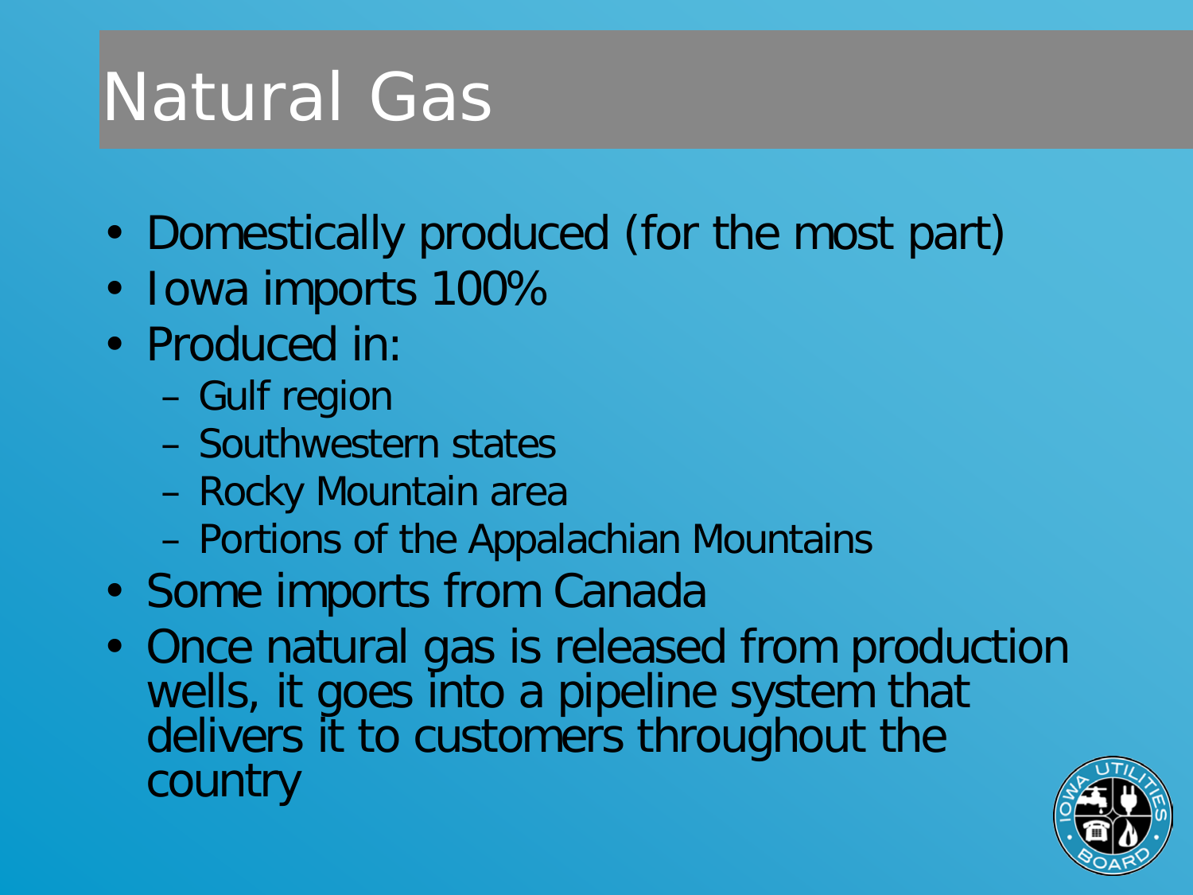# Natural Gas

- Domestically produced (for the most part)
- Iowa imports 100%
- Produced in:
  - Gulf region
  - Southwestern states
  - Rocky Mountain area
  - Portions of the Appalachian Mountains
- Some imports from Canada
- Once natural gas is released from production wells, it goes into a pipeline system that delivers it to customers throughout the country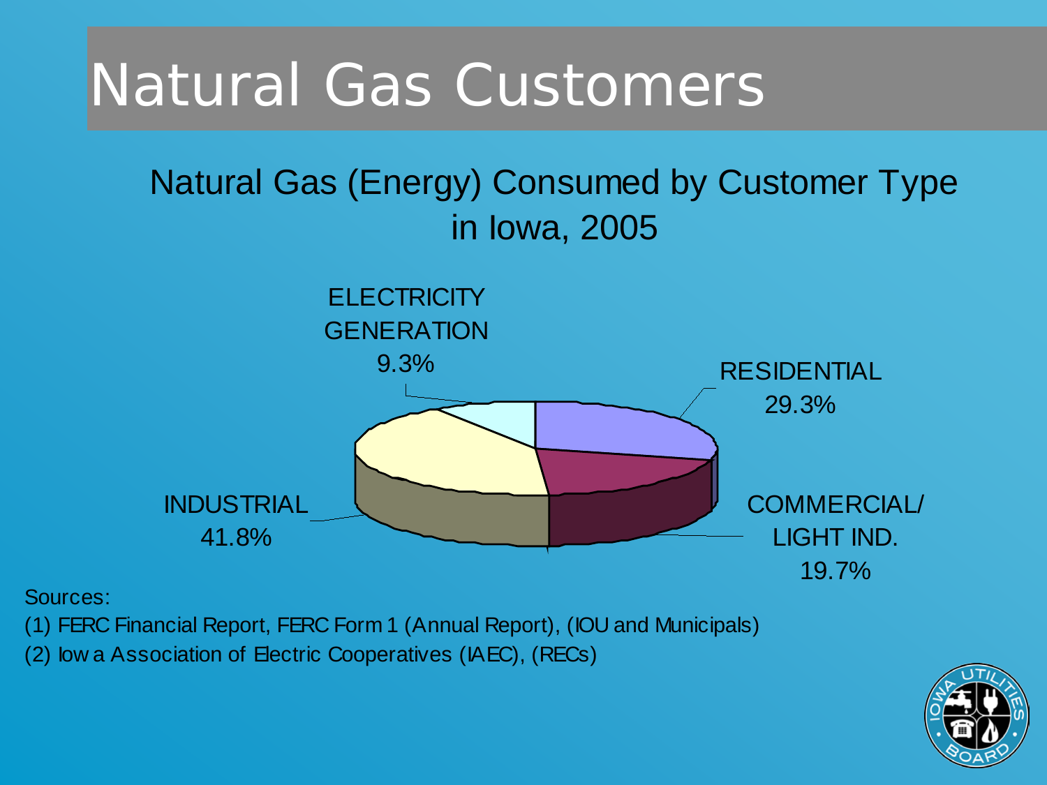# Natural Gas Customers

## Natural Gas (Energy) Consumed by Customer Type in Iowa, 2005

ELECTRICITY GENERATION 9.3%

RESIDENTIAL 29.3%

COMMERCIAL/ LIGHT IND. 19.7%

INDUSTRIAL 41.8%

Sources:

(1) FERC Financial Report, FERC Form 1 (Annual Report), (IOU and Municipals)

(2) Iowa Association of Electric Cooperatives (IAEC), (RECs)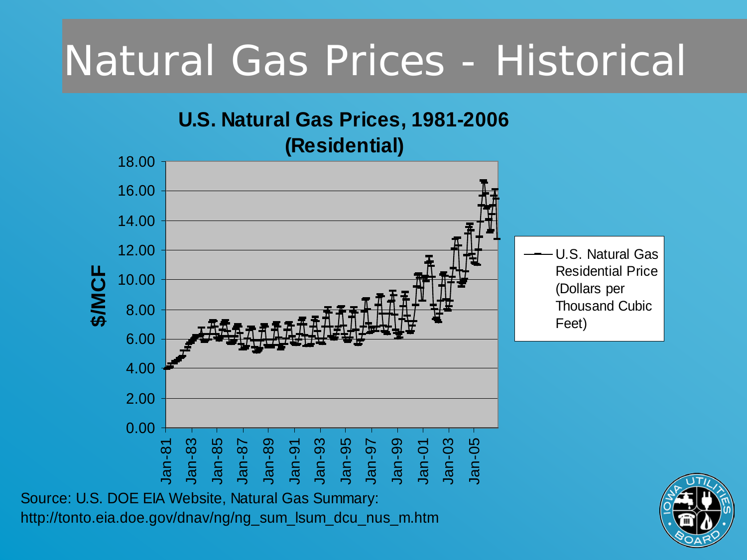# Natural Gas Prices - Historical

**U.S. Natural Gas Prices, 1981-2006 (Residential)**

$/MCF

18.00
16.00
14.00
12.00
10.00
8.00
6.00
4.00
2.00
0.00

Jan-81 Jan-83 Jan-85 Jan-87 Jan-89 Jan-91 Jan-93 Jan-95 Jan-97 Jan-99 Jan-01 Jan-03 Jan-05

U.S. Natural Gas Residential Price (Dollars per Thousand Cubic Feet)

Source: U.S. DOE EIA Website, Natural Gas Summary:
http://tonto.eia.doe.gov/dnav/ng/ng_sum_lsum_dcu_nus_m.htm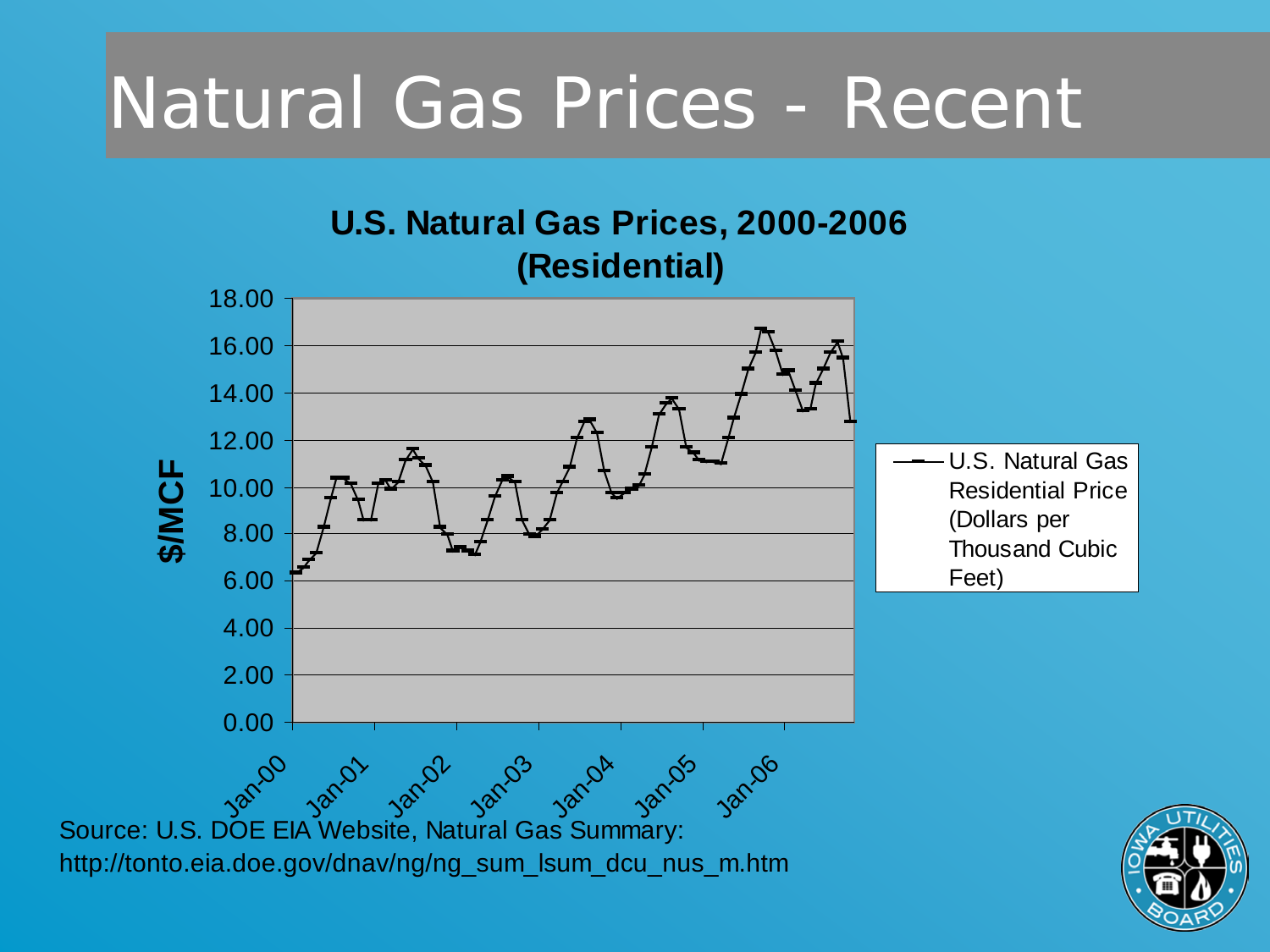# Natural Gas Prices - Recent

**U.S. Natural Gas Prices, 2000-2006 (Residential)**

$/MCF: 0.00, 2.00, 4.00, 6.00, 8.00, 10.00, 12.00, 14.00, 16.00, 18.00

Jan-00, Jan-01, Jan-02, Jan-03, Jan-04, Jan-05, Jan-06

U.S. Natural Gas Residential Price (Dollars per Thousand Cubic Feet)

Source: U.S. DOE EIA Website, Natural Gas Summary: http://tonto.eia.doe.gov/dnav/ng/ng_sum_lsum_dcu_nus_m.htm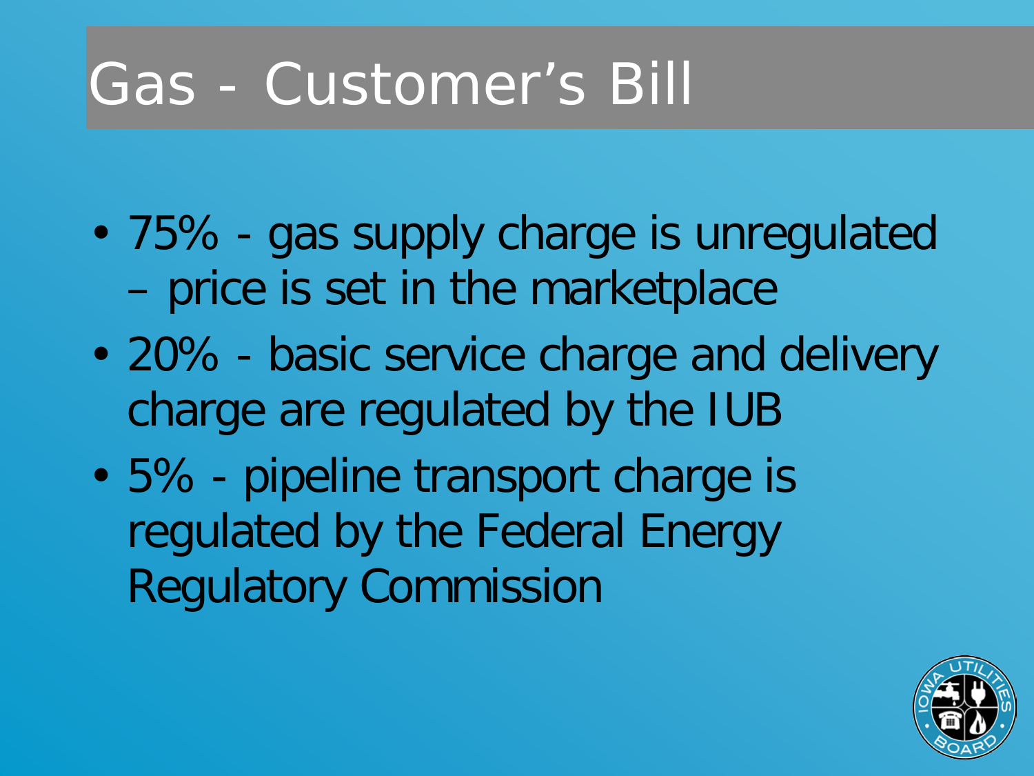# Gas - Customer's Bill

- 75% - gas supply charge is unregulated – price is set in the marketplace
- 20% - basic service charge and delivery charge are regulated by the IUB
- 5% - pipeline transport charge is regulated by the Federal Energy Regulatory Commission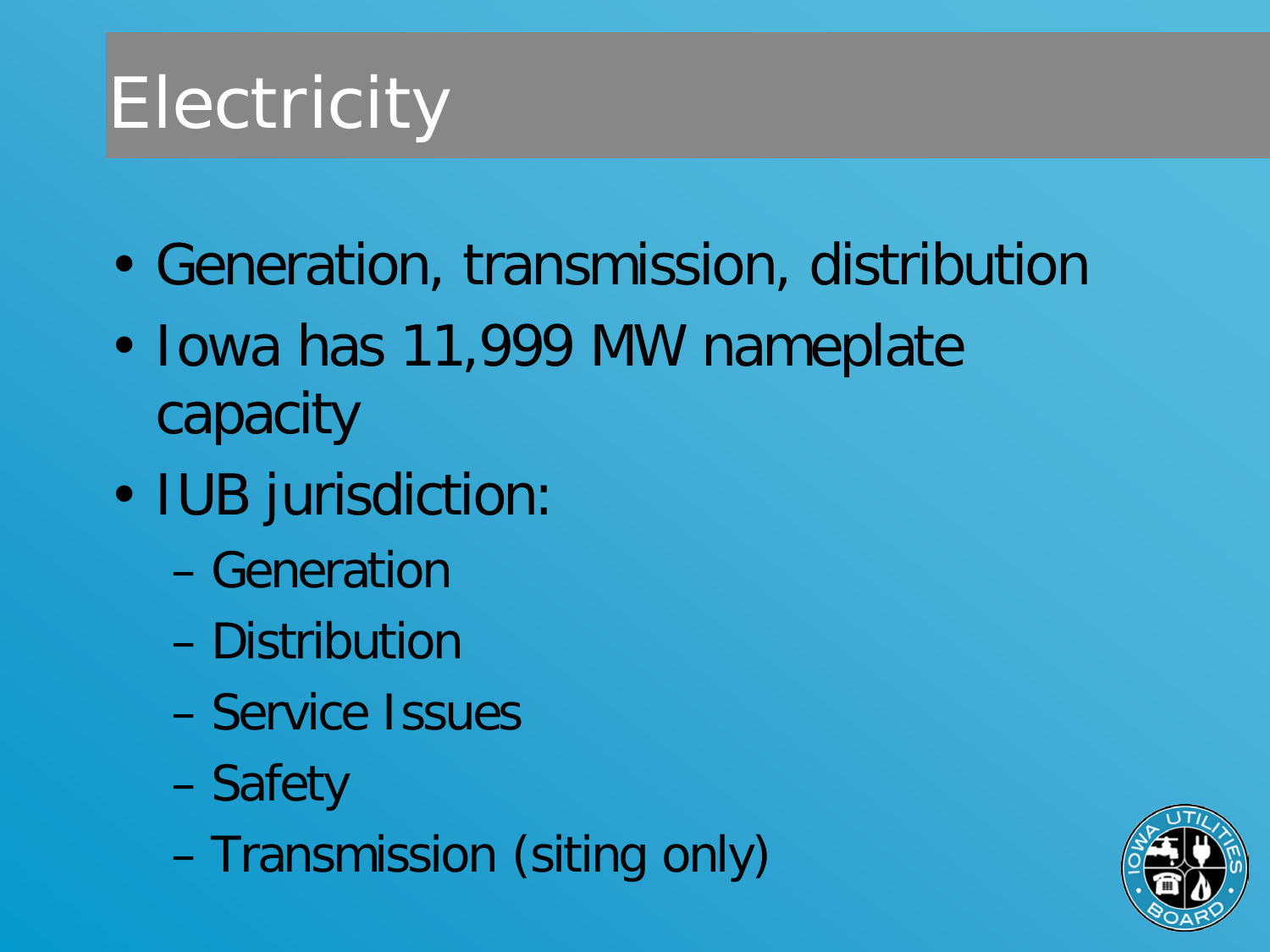# Electricity

- Generation, transmission, distribution
- Iowa has 11,999 MW nameplate capacity
- IUB jurisdiction:
  - Generation
  - Distribution
  - Service Issues
  - Safety
  - Transmission (siting only)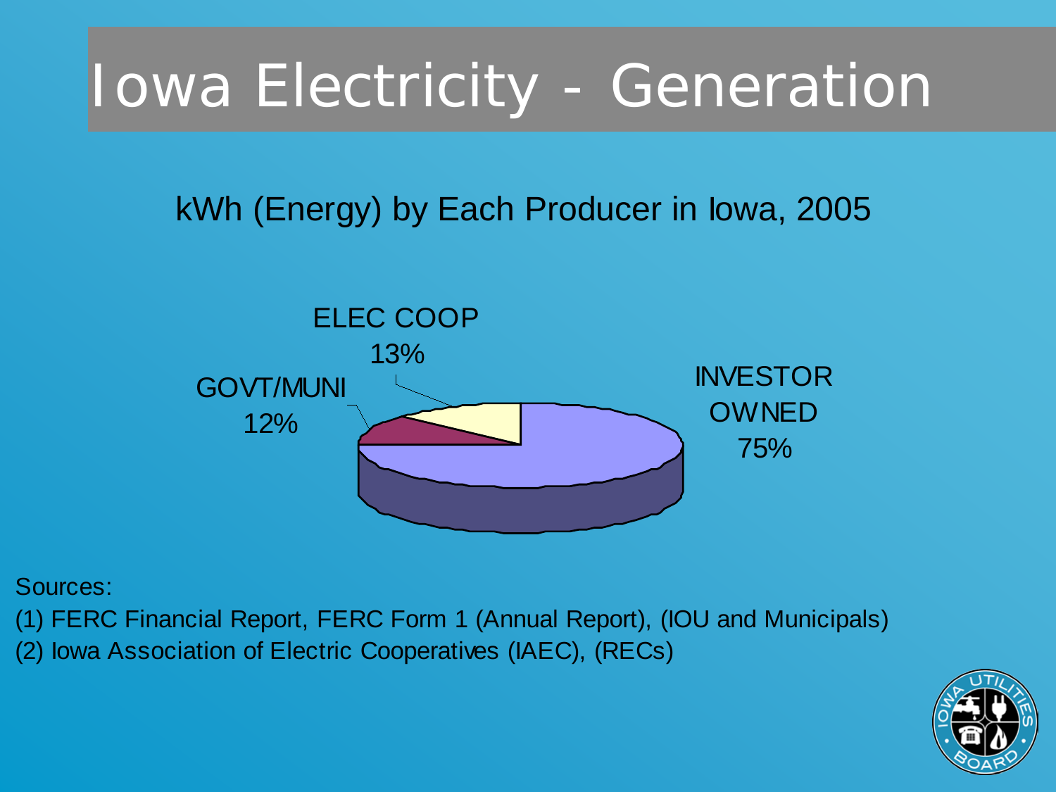# Iowa Electricity - Generation

## kWh (Energy) by Each Producer in Iowa, 2005

ELEC COOP 13%

GOVT/MUNI 12%

INVESTOR OWNED 75%

Sources:

(1) FERC Financial Report, FERC Form 1 (Annual Report), (IOU and Municipals)

(2) Iowa Association of Electric Cooperatives (IAEC), (RECs)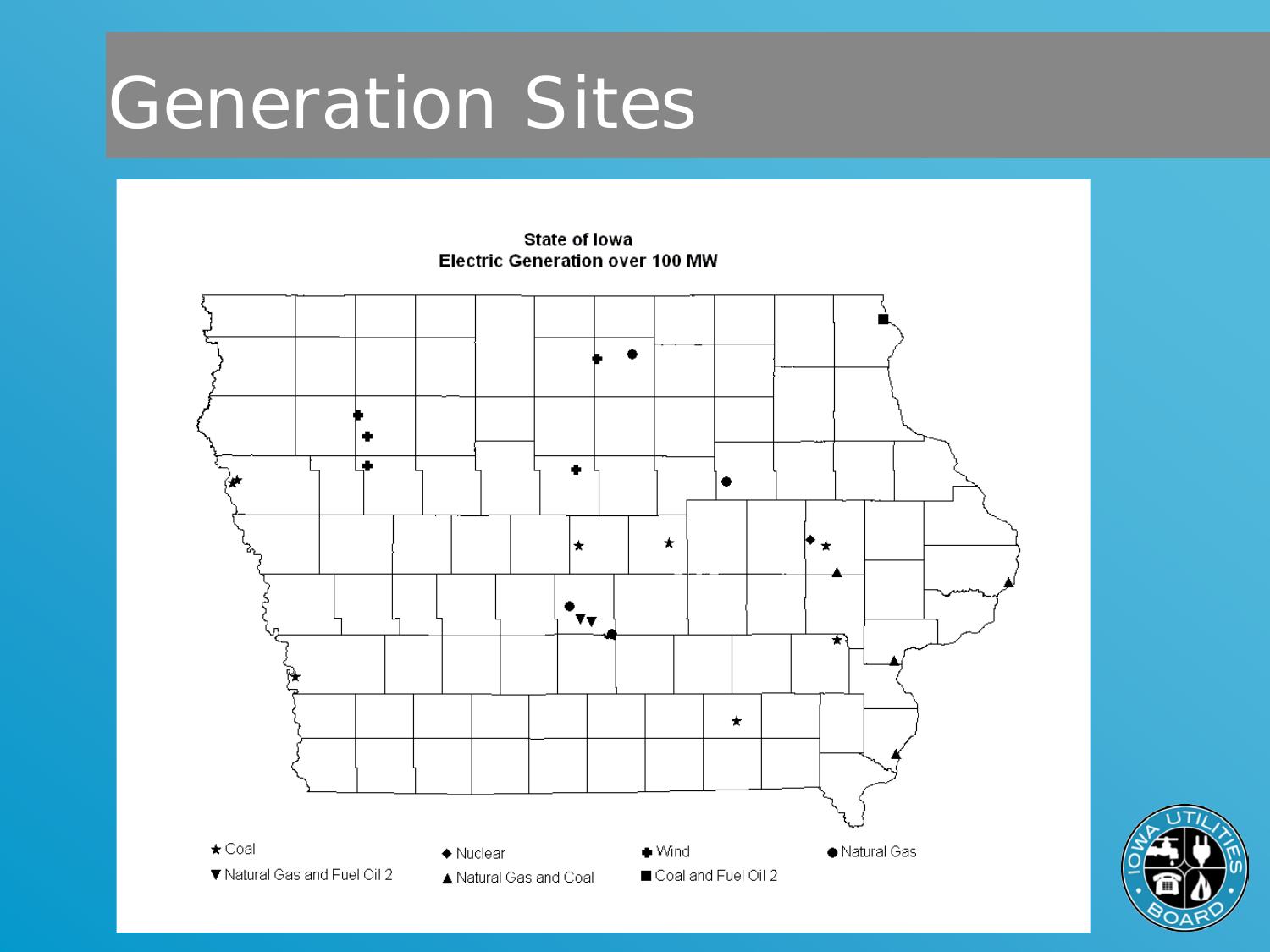# Generation Sites

**State of Iowa**
**Electric Generation over 100 MW**

★ Coal
▼ Natural Gas and Fuel Oil 2
◆ Nuclear
▲ Natural Gas and Coal
✚ Wind
■ Coal and Fuel Oil 2
● Natural Gas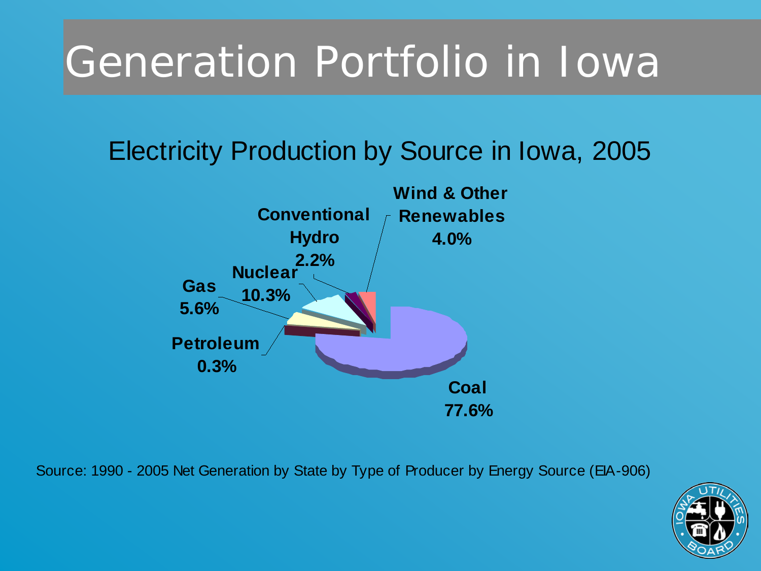# Generation Portfolio in Iowa

## Electricity Production by Source in Iowa, 2005

- Coal 77.6%
- Nuclear 10.3%
- Gas 5.6%
- Wind & Other Renewables 4.0%
- Conventional Hydro 2.2%
- Petroleum 0.3%

Source: 1990 - 2005 Net Generation by State by Type of Producer by Energy Source (EIA-906)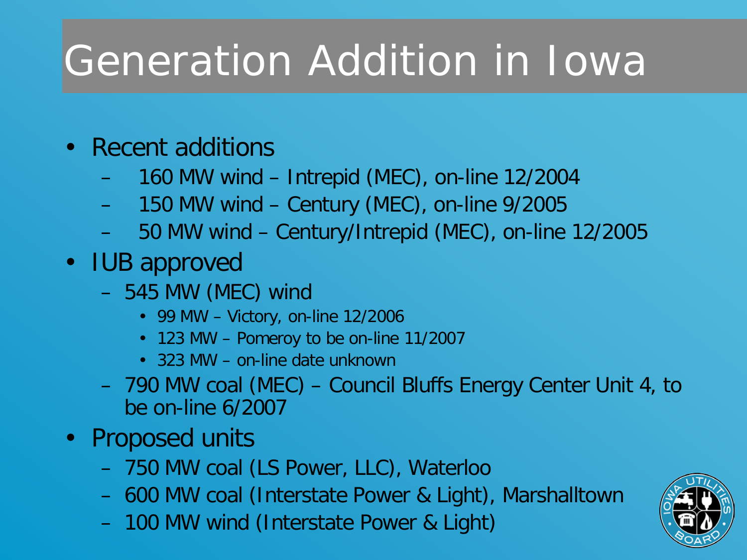# Generation Addition in Iowa

- Recent additions
  - 160 MW wind – Intrepid (MEC), on-line 12/2004
  - 150 MW wind – Century (MEC), on-line 9/2005
  - 50 MW wind – Century/Intrepid (MEC), on-line 12/2005
- IUB approved
  - 545 MW (MEC) wind
    - 99 MW – Victory, on-line 12/2006
    - 123 MW – Pomeroy to be on-line 11/2007
    - 323 MW – on-line date unknown
  - 790 MW coal (MEC) – Council Bluffs Energy Center Unit 4, to be on-line 6/2007
- Proposed units
  - 750 MW coal (LS Power, LLC), Waterloo
  - 600 MW coal (Interstate Power & Light), Marshalltown
  - 100 MW wind (Interstate Power & Light)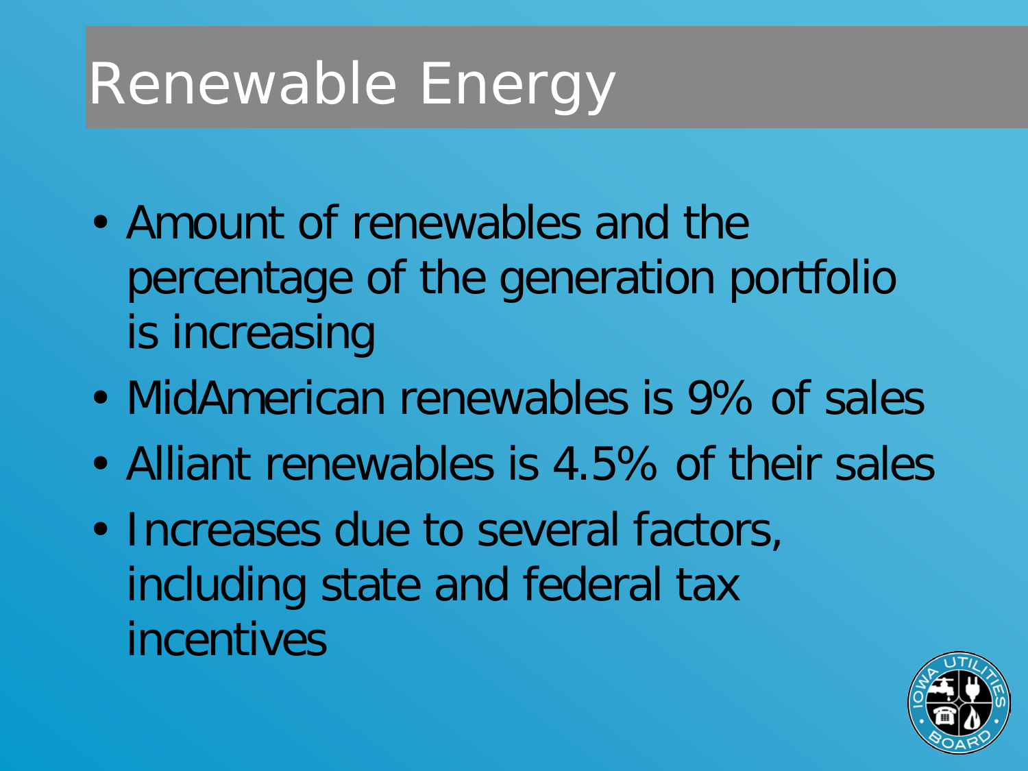# Renewable Energy

- Amount of renewables and the percentage of the generation portfolio is increasing
- MidAmerican renewables is 9% of sales
- Alliant renewables is 4.5% of their sales
- Increases due to several factors, including state and federal tax incentives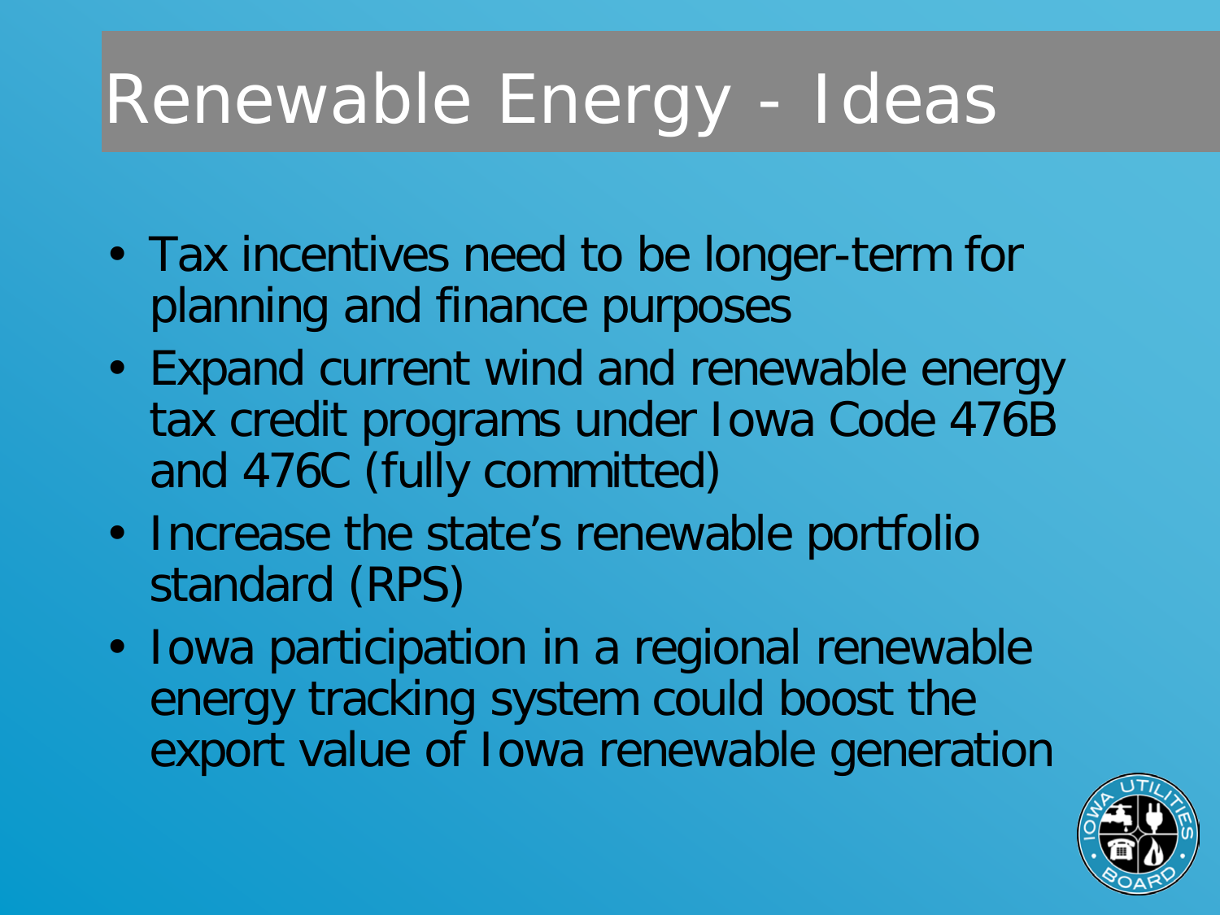# Renewable Energy - Ideas

- Tax incentives need to be longer-term for planning and finance purposes
- Expand current wind and renewable energy tax credit programs under Iowa Code 476B and 476C (fully committed)
- Increase the state's renewable portfolio standard (RPS)
- Iowa participation in a regional renewable energy tracking system could boost the export value of Iowa renewable generation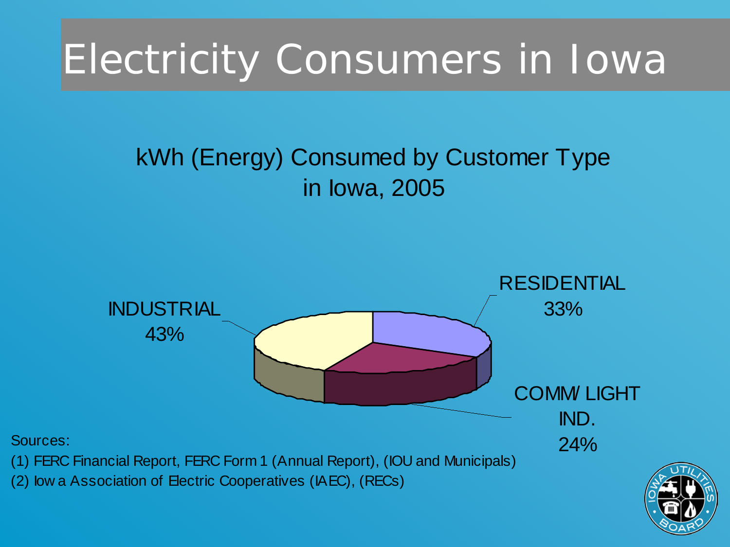# Electricity Consumers in Iowa

## kWh (Energy) Consumed by Customer Type in Iowa, 2005

INDUSTRIAL 43%

RESIDENTIAL 33%

COMM/ LIGHT IND. 24%

Sources:

(1) FERC Financial Report, FERC Form 1 (Annual Report), (IOU and Municipals)

(2) Iowa Association of Electric Cooperatives (IAEC), (RECs)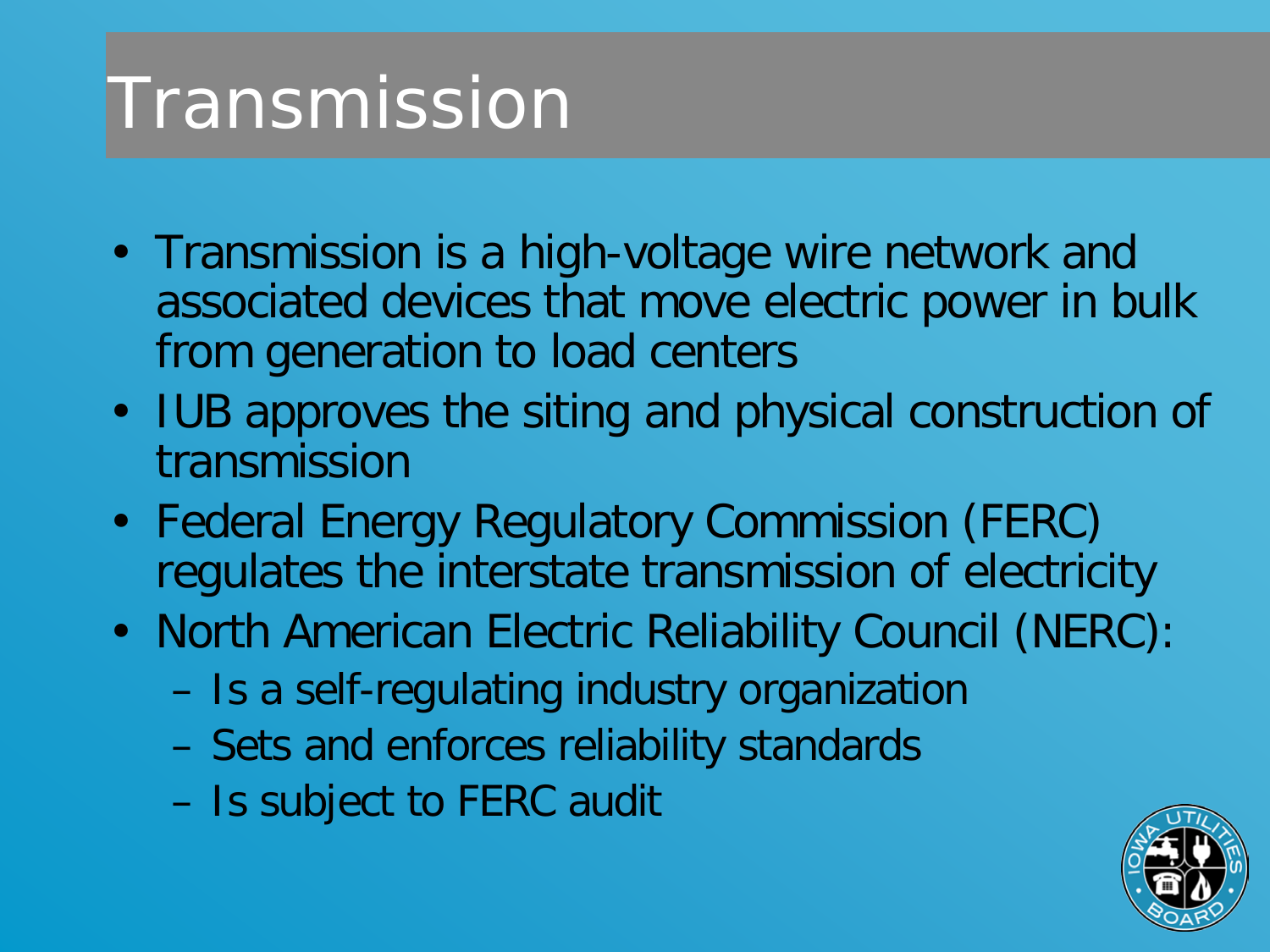# Transmission

- Transmission is a high-voltage wire network and associated devices that move electric power in bulk from generation to load centers
- IUB approves the siting and physical construction of transmission
- Federal Energy Regulatory Commission (FERC) regulates the interstate transmission of electricity
- North American Electric Reliability Council (NERC):
  - Is a self-regulating industry organization
  - Sets and enforces reliability standards
  - Is subject to FERC audit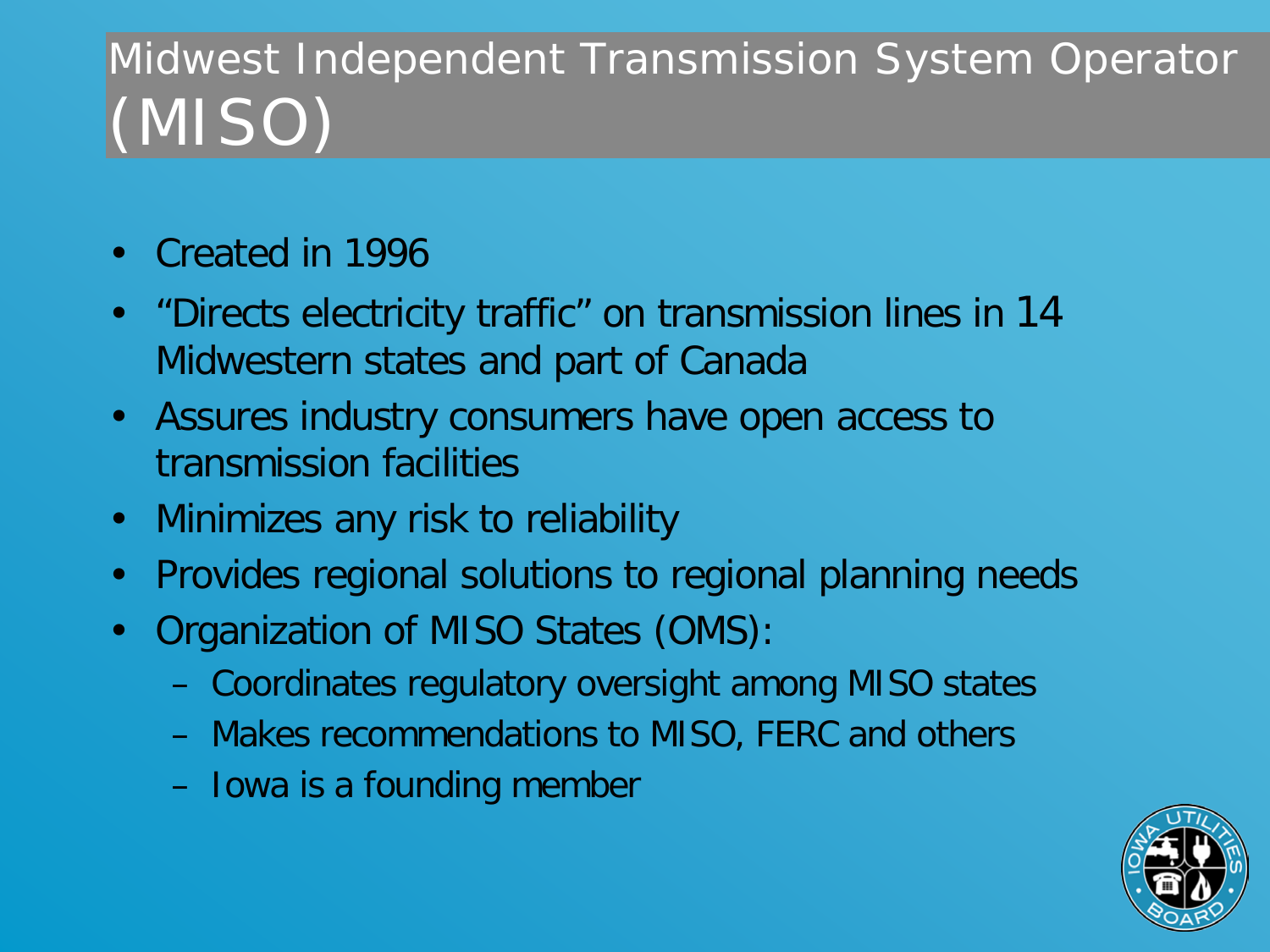# Midwest Independent Transmission System Operator (MISO)

- Created in 1996
- "Directs electricity traffic" on transmission lines in 14 Midwestern states and part of Canada
- Assures industry consumers have open access to transmission facilities
- Minimizes any risk to reliability
- Provides regional solutions to regional planning needs
- Organization of MISO States (OMS):
  - Coordinates regulatory oversight among MISO states
  - Makes recommendations to MISO, FERC and others
  - Iowa is a founding member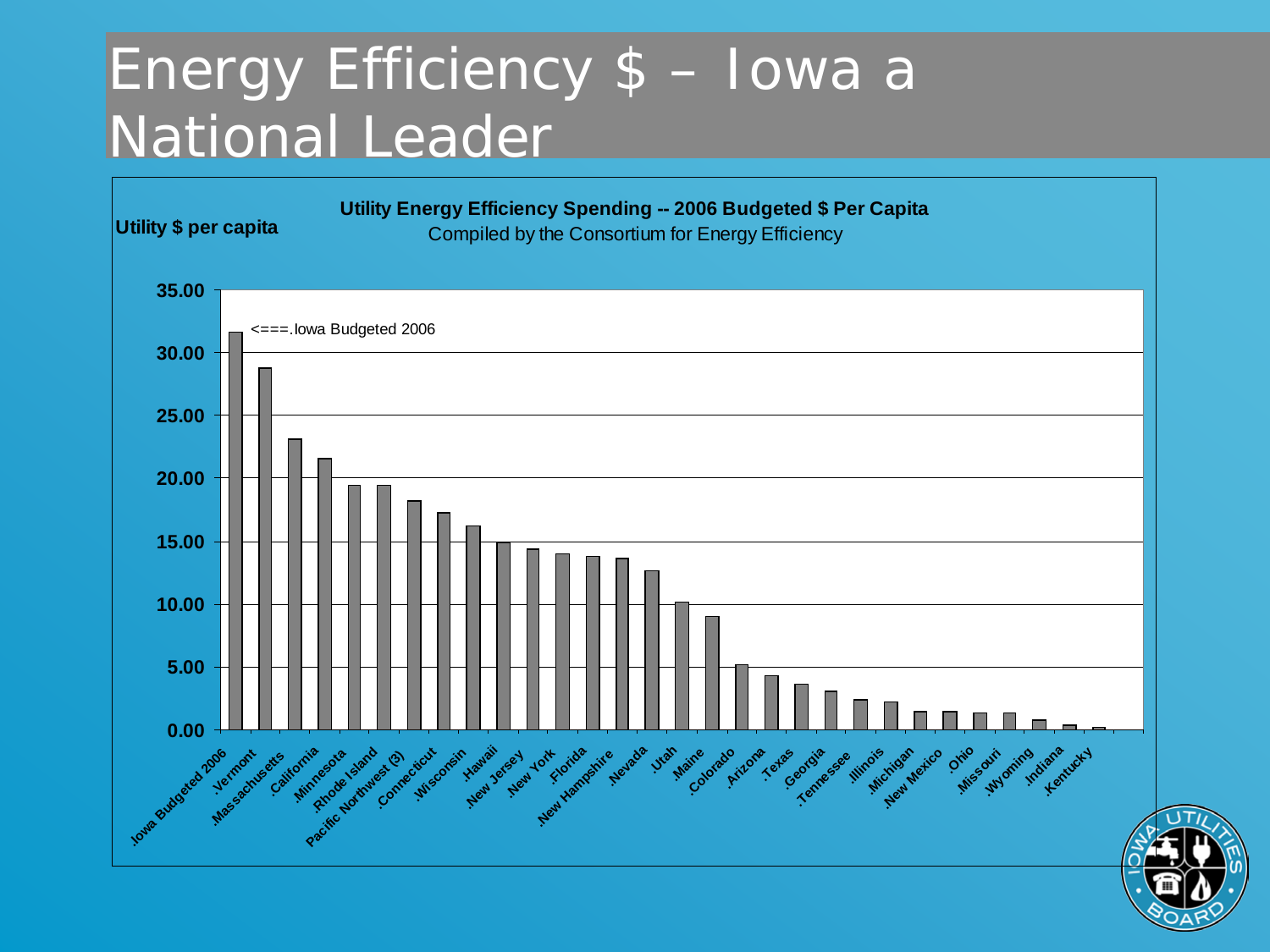# Energy Efficiency $ – Iowa a National Leader

**Utility Energy Efficiency Spending -- 2006 Budgeted $ Per Capita**

Compiled by the Consortium for Energy Efficiency

**Utility $ per capita**

<===.Iowa Budgeted 2006

| State | Utility $ per capita (approx.) |
|---|---|
| .Iowa Budgeted 2006 | 31.6 |
| .Vermont | 28.8 |
| .Massachusetts | 23.1 |
| .California | 21.6 |
| .Minnesota | 19.5 |
| .Rhode Island | 19.5 |
| Pacific Northwest (3) | 18.2 |
| .Connecticut | 17.3 |
| .Wisconsin | 16.2 |
| .Hawaii | 14.9 |
| .New Jersey | 14.4 |
| .New York | 14.0 |
| .Florida | 13.8 |
| .New Hampshire | 13.7 |
| .Nevada | 12.7 |
| .Utah | 10.2 |
| .Maine | 9.0 |
| .Colorado | 5.2 |
| .Arizona | 4.3 |
| .Texas | 3.7 |
| .Georgia | 3.1 |
| .Tennessee | 2.4 |
| .Illinois | 2.2 |
| .Michigan | 1.5 |
| .New Mexico | 1.5 |
| .Ohio | 1.4 |
| .Missouri | 1.4 |
| .Wyoming | 0.8 |
| .Indiana | 0.4 |
| .Kentucky | 0.2 |

IOWA UTILITIES BOARD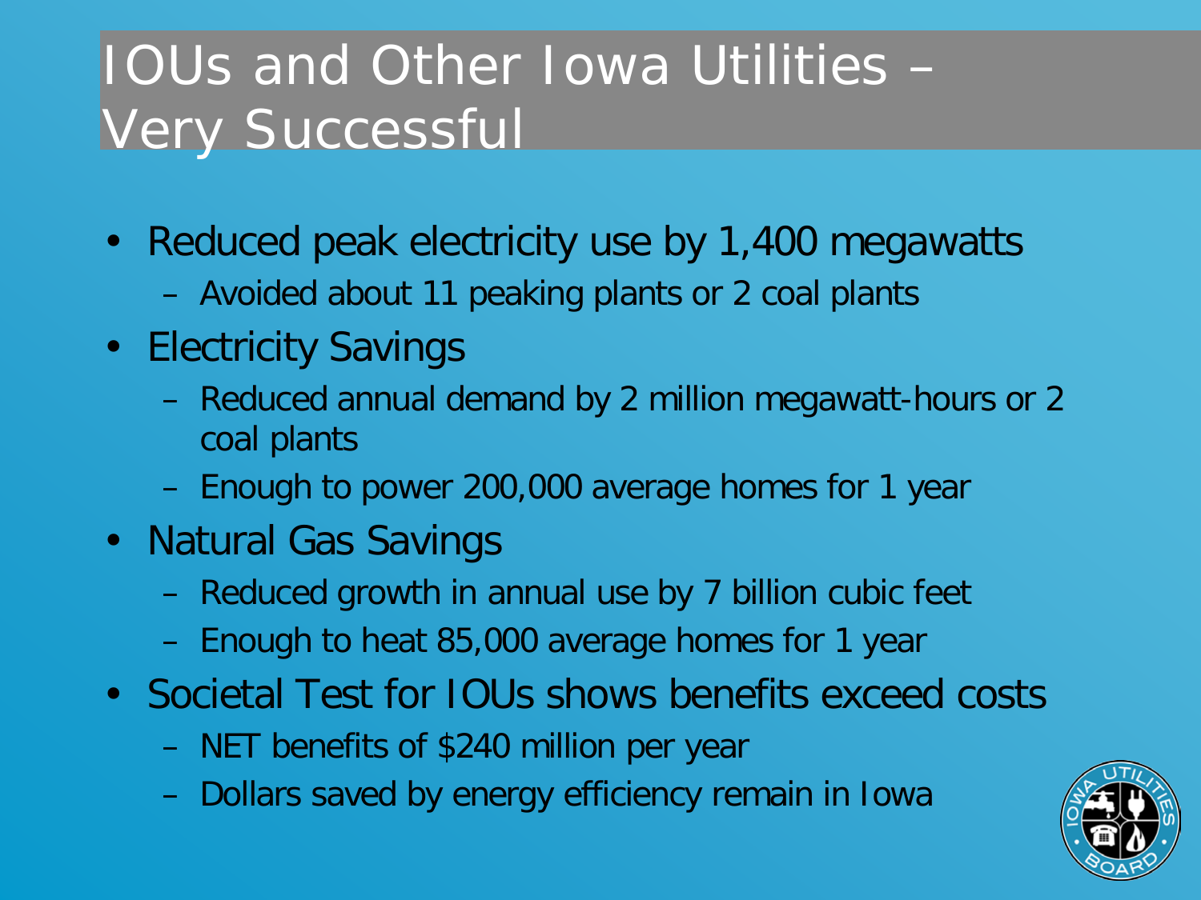# IOUs and Other Iowa Utilities – Very Successful

- Reduced peak electricity use by 1,400 megawatts
  - Avoided about 11 peaking plants or 2 coal plants
- Electricity Savings
  - Reduced annual demand by 2 million megawatt-hours or 2 coal plants
  - Enough to power 200,000 average homes for 1 year
- Natural Gas Savings
  - Reduced growth in annual use by 7 billion cubic feet
  - Enough to heat 85,000 average homes for 1 year
- Societal Test for IOUs shows benefits exceed costs
  - NET benefits of $240 million per year
  - Dollars saved by energy efficiency remain in Iowa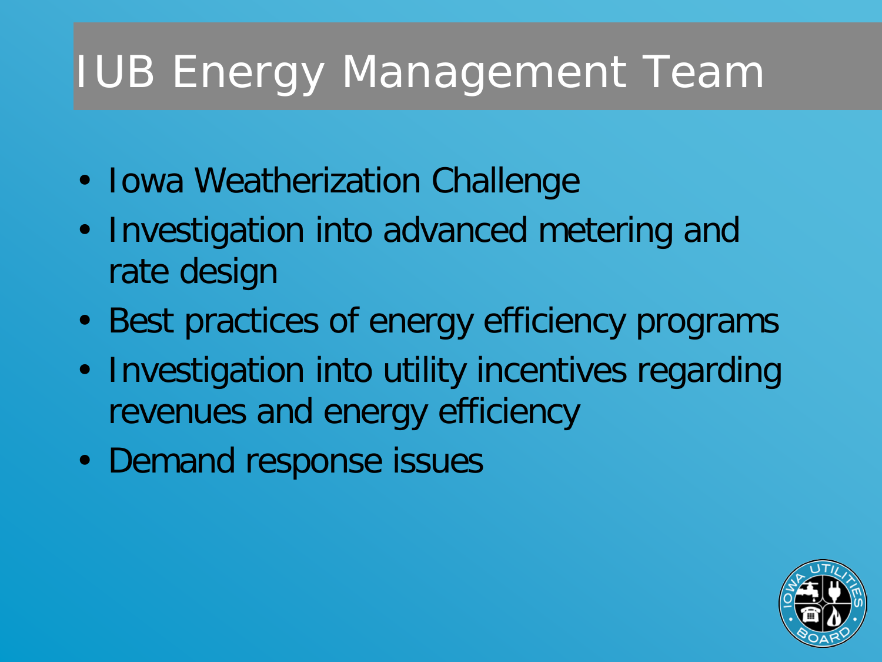# IUB Energy Management Team

- Iowa Weatherization Challenge
- Investigation into advanced metering and rate design
- Best practices of energy efficiency programs
- Investigation into utility incentives regarding revenues and energy efficiency
- Demand response issues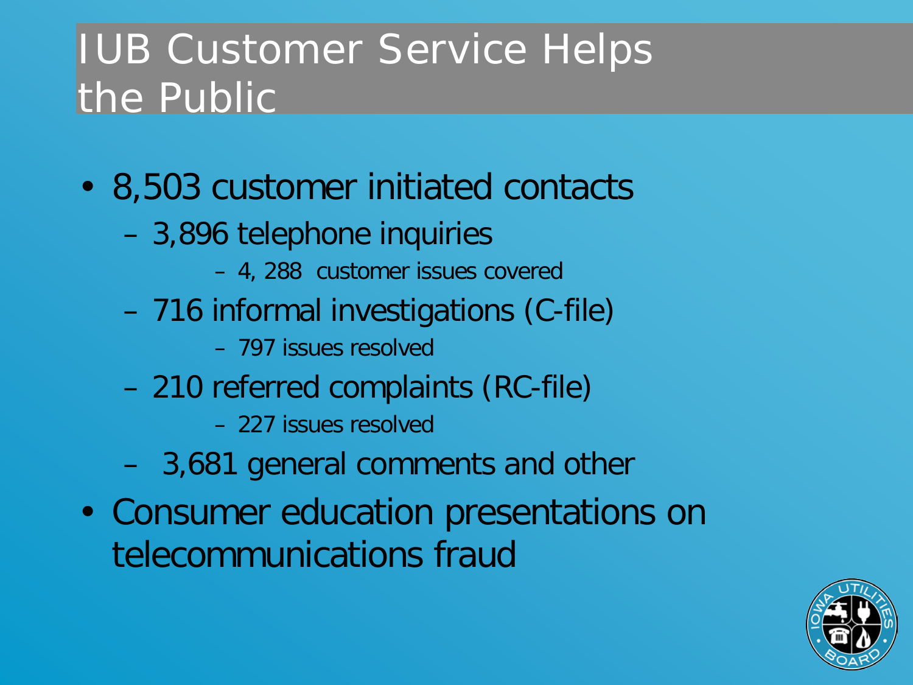# IUB Customer Service Helps the Public

- 8,503 customer initiated contacts
  - 3,896 telephone inquiries
    - 4, 288 customer issues covered
  - 716 informal investigations (C-file)
    - 797 issues resolved
  - 210 referred complaints (RC-file)
    - 227 issues resolved
  - 3,681 general comments and other
- Consumer education presentations on telecommunications fraud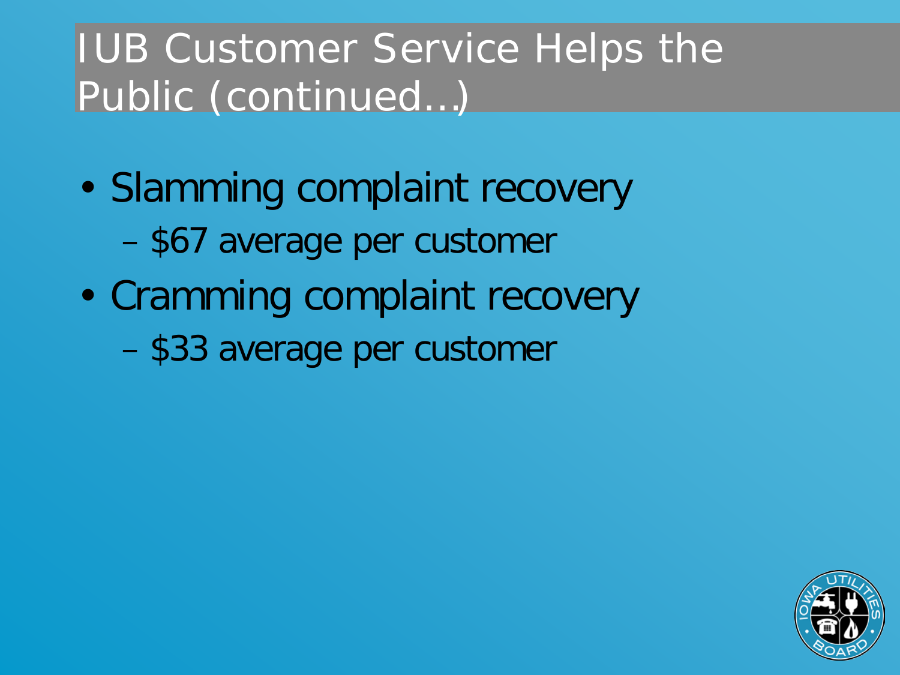# IUB Customer Service Helps the Public (continued…)

- Slamming complaint recovery
  - $67 average per customer
- Cramming complaint recovery
  - $33 average per customer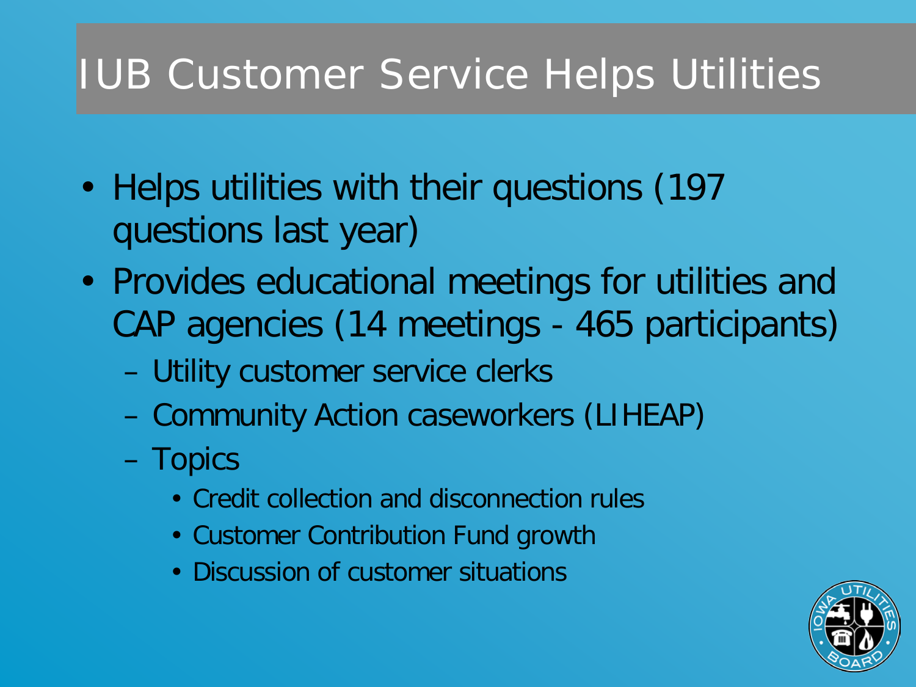# IUB Customer Service Helps Utilities

- Helps utilities with their questions (197 questions last year)
- Provides educational meetings for utilities and CAP agencies (14 meetings - 465 participants)
  - Utility customer service clerks
  - Community Action caseworkers (LIHEAP)
  - Topics
    - Credit collection and disconnection rules
    - Customer Contribution Fund growth
    - Discussion of customer situations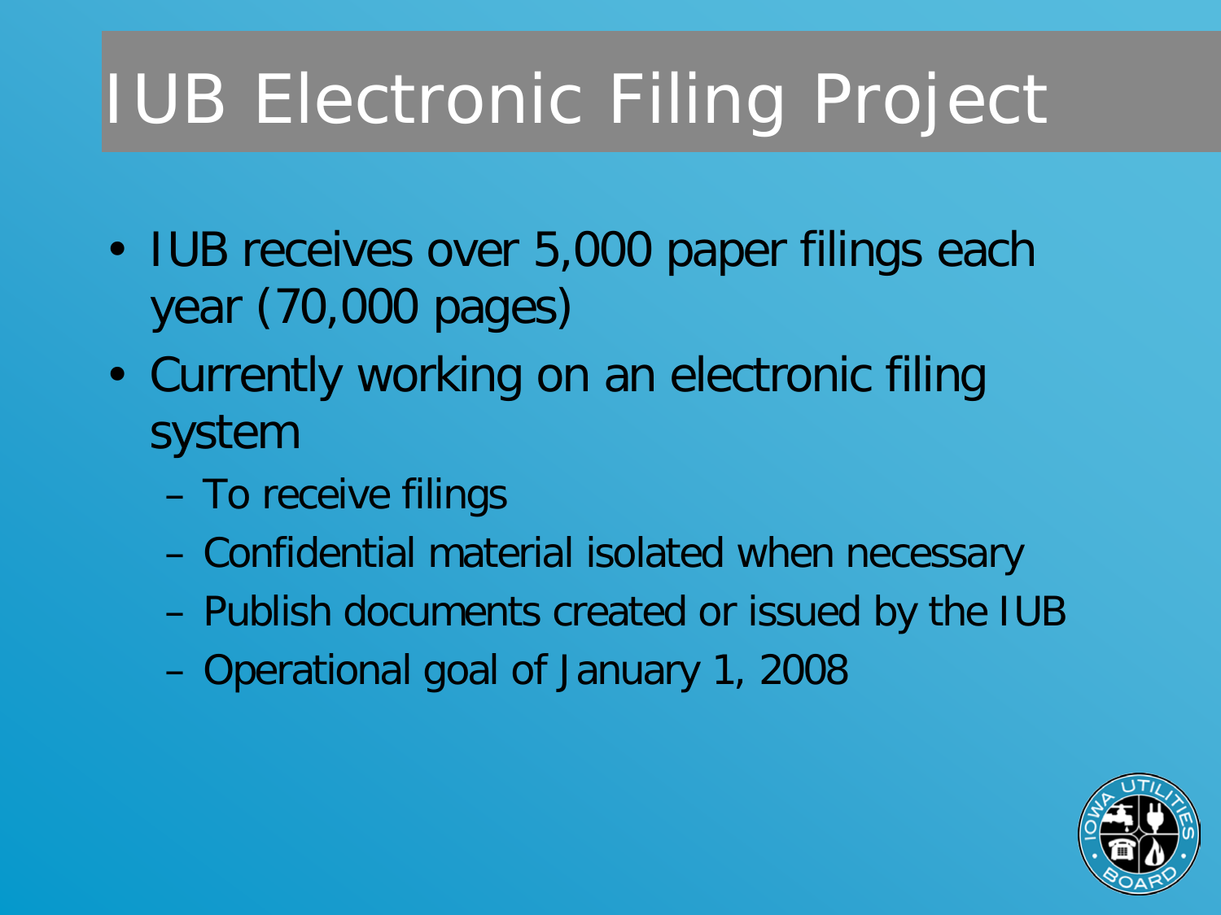# IUB Electronic Filing Project

- IUB receives over 5,000 paper filings each year (70,000 pages)
- Currently working on an electronic filing system
  - To receive filings
  - Confidential material isolated when necessary
  - Publish documents created or issued by the IUB
  - Operational goal of January 1, 2008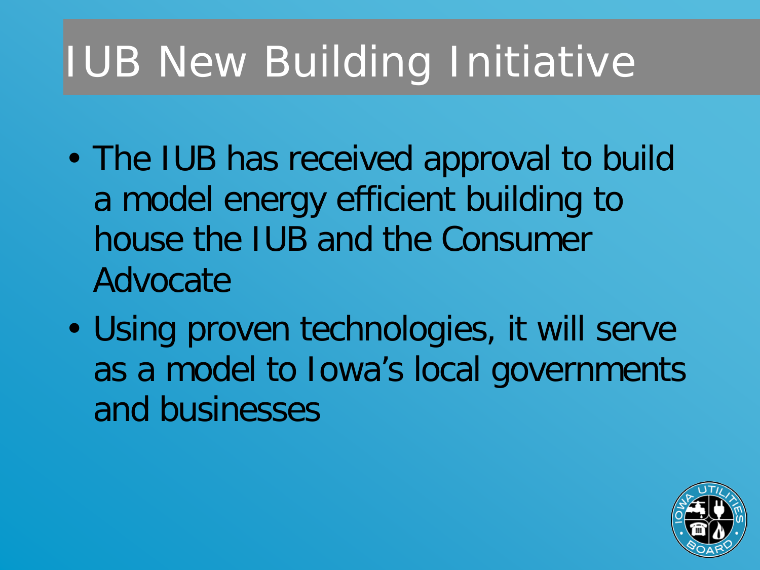# IUB New Building Initiative

- The IUB has received approval to build a model energy efficient building to house the IUB and the Consumer Advocate
- Using proven technologies, it will serve as a model to Iowa's local governments and businesses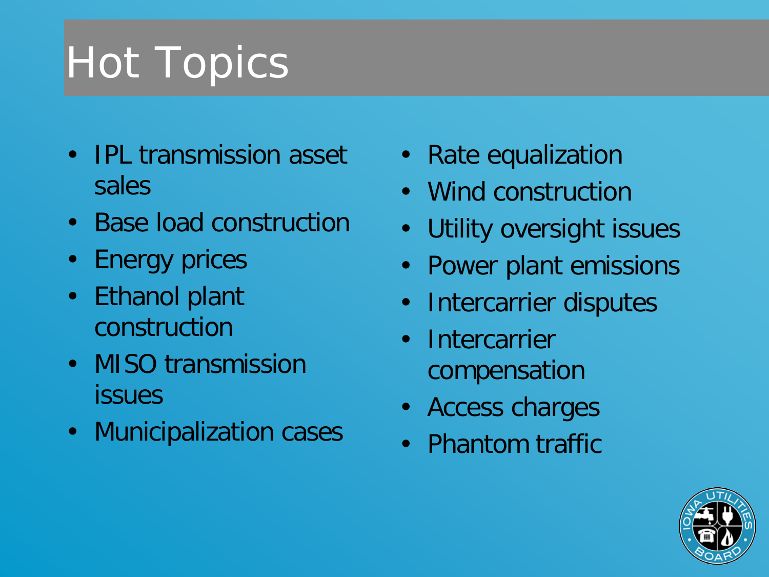# Hot Topics

- IPL transmission asset sales
- Base load construction
- Energy prices
- Ethanol plant construction
- MISO transmission issues
- Municipalization cases
- Rate equalization
- Wind construction
- Utility oversight issues
- Power plant emissions
- Intercarrier disputes
- Intercarrier compensation
- Access charges
- Phantom traffic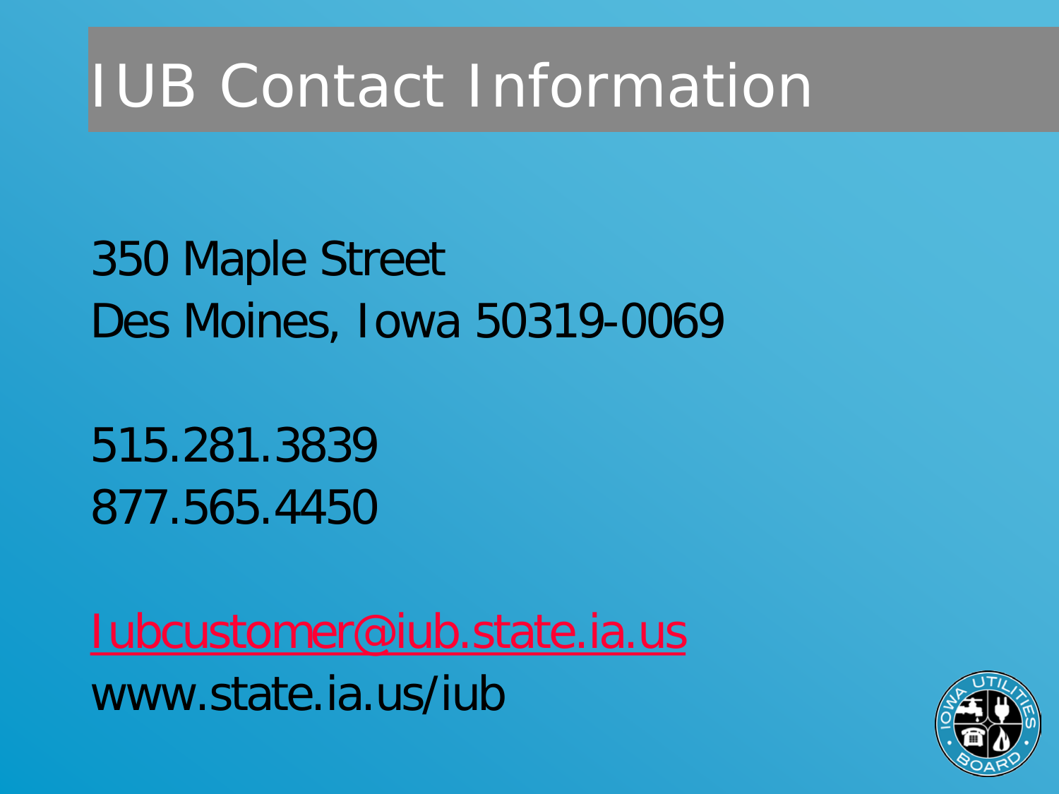# IUB Contact Information

350 Maple Street
Des Moines, Iowa 50319-0069

515.281.3839
877.565.4450

Iubcustomer@iub.state.ia.us
www.state.ia.us/iub